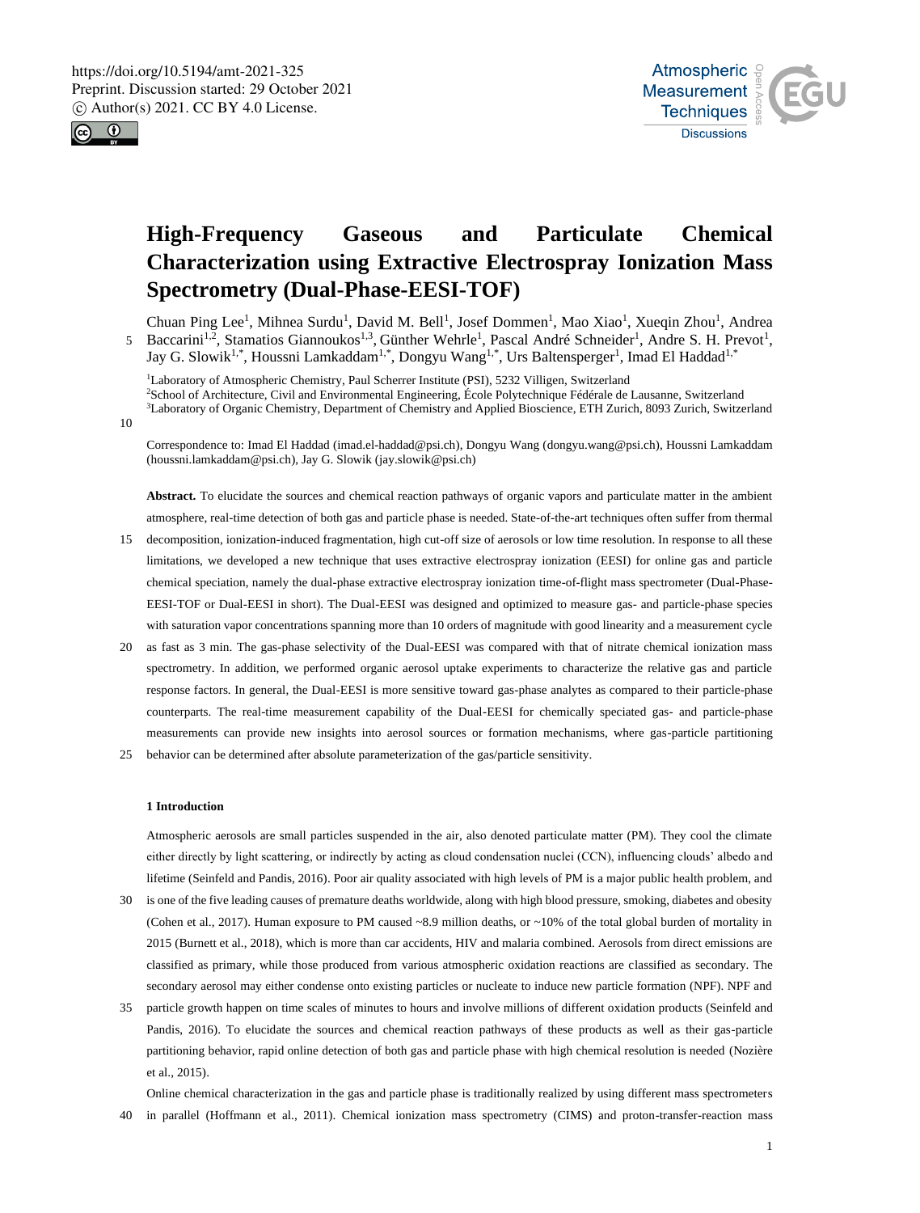# High-Frequency Gaseous and Particulate Chemical Characterization using Extractive Electrospray Ionization Mass Spectrometry (Dual-Phase-EESI-TOF)

Chuan Ping Lee[1], Mihnea Surdu[1], David M. Bell[1], Josef Dommen[1], Mao Xiao[1], Xueqin Zhou[1], Andrea Baccarini[1,2], Stamatios Giannoukos[1,3], Günther Wehrle[1], Pascal André Schneider[1], Andre S. H. Prevot[1], Jay G. Slowik[1,*], Houssni Lamkaddam[1,*], Dongyu Wang[1,*], Urs Baltensperger[1], Imad El Haddad[1,*]

[1]Laboratory of Atmospheric Chemistry, Paul Scherrer Institute (PSI), 5232 Villigen, Switzerland
[2]School of Architecture, Civil and Environmental Engineering, École Polytechnique Fédérale de Lausanne, Switzerland
[3]Laboratory of Organic Chemistry, Department of Chemistry and Applied Bioscience, ETH Zurich, 8093 Zurich, Switzerland

Correspondence to: Imad El Haddad (imad.el-haddad@psi.ch), Dongyu Wang (dongyu.wang@psi.ch), Houssni Lamkaddam (houssni.lamkaddam@psi.ch), Jay G. Slowik (jay.slowik@psi.ch)

**Abstract.** To elucidate the sources and chemical reaction pathways of organic vapors and particulate matter in the ambient atmosphere, real-time detection of both gas and particle phase is needed. State-of-the-art techniques often suffer from thermal decomposition, ionization-induced fragmentation, high cut-off size of aerosols or low time resolution. In response to all these limitations, we developed a new technique that uses extractive electrospray ionization (EESI) for online gas and particle chemical speciation, namely the dual-phase extractive electrospray ionization time-of-flight mass spectrometer (Dual-Phase-EESI-TOF or Dual-EESI in short). The Dual-EESI was designed and optimized to measure gas- and particle-phase species with saturation vapor concentrations spanning more than 10 orders of magnitude with good linearity and a measurement cycle as fast as 3 min. The gas-phase selectivity of the Dual-EESI was compared with that of nitrate chemical ionization mass spectrometry. In addition, we performed organic aerosol uptake experiments to characterize the relative gas and particle response factors. In general, the Dual-EESI is more sensitive toward gas-phase analytes as compared to their particle-phase counterparts. The real-time measurement capability of the Dual-EESI for chemically speciated gas- and particle-phase measurements can provide new insights into aerosol sources or formation mechanisms, where gas-particle partitioning behavior can be determined after absolute parameterization of the gas/particle sensitivity.

## 1 Introduction

Atmospheric aerosols are small particles suspended in the air, also denoted particulate matter (PM). They cool the climate either directly by light scattering, or indirectly by acting as cloud condensation nuclei (CCN), influencing clouds' albedo and lifetime (Seinfeld and Pandis, 2016). Poor air quality associated with high levels of PM is a major public health problem, and is one of the five leading causes of premature deaths worldwide, along with high blood pressure, smoking, diabetes and obesity (Cohen et al., 2017). Human exposure to PM caused ~8.9 million deaths, or ~10% of the total global burden of mortality in 2015 (Burnett et al., 2018), which is more than car accidents, HIV and malaria combined. Aerosols from direct emissions are classified as primary, while those produced from various atmospheric oxidation reactions are classified as secondary. The secondary aerosol may either condense onto existing particles or nucleate to induce new particle formation (NPF). NPF and particle growth happen on time scales of minutes to hours and involve millions of different oxidation products (Seinfeld and Pandis, 2016). To elucidate the sources and chemical reaction pathways of these products as well as their gas-particle partitioning behavior, rapid online detection of both gas and particle phase with high chemical resolution is needed (Nozière et al., 2015).

Online chemical characterization in the gas and particle phase is traditionally realized by using different mass spectrometers in parallel (Hoffmann et al., 2011). Chemical ionization mass spectrometry (CIMS) and proton-transfer-reaction mass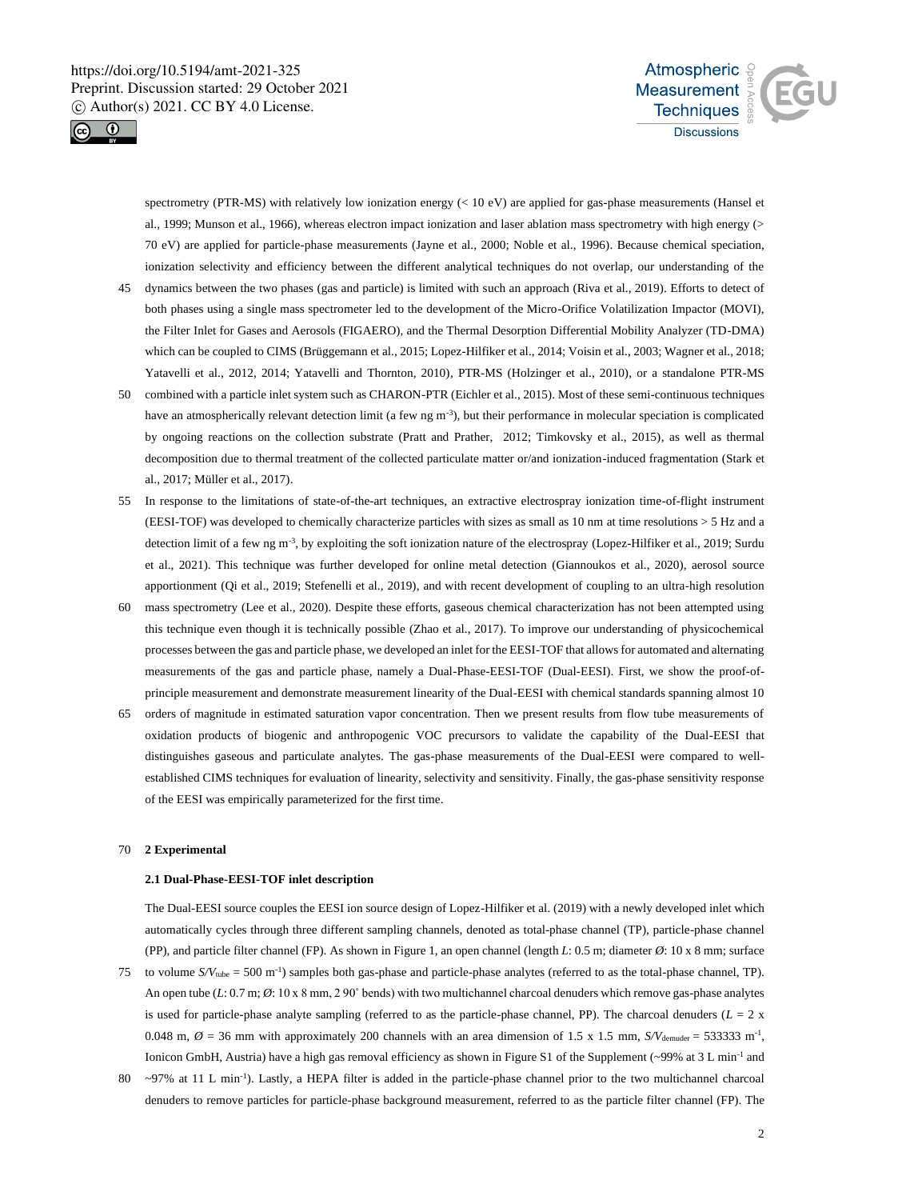spectrometry (PTR-MS) with relatively low ionization energy (< 10 eV) are applied for gas-phase measurements (Hansel et al., 1999; Munson et al., 1966), whereas electron impact ionization and laser ablation mass spectrometry with high energy (> 70 eV) are applied for particle-phase measurements (Jayne et al., 2000; Noble et al., 1996). Because chemical speciation, ionization selectivity and efficiency between the different analytical techniques do not overlap, our understanding of the dynamics between the two phases (gas and particle) is limited with such an approach (Riva et al., 2019). Efforts to detect of both phases using a single mass spectrometer led to the development of the Micro-Orifice Volatilization Impactor (MOVI), the Filter Inlet for Gases and Aerosols (FIGAERO), and the Thermal Desorption Differential Mobility Analyzer (TD-DMA) which can be coupled to CIMS (Brüggemann et al., 2015; Lopez-Hilfiker et al., 2014; Voisin et al., 2003; Wagner et al., 2018; Yatavelli et al., 2012, 2014; Yatavelli and Thornton, 2010), PTR-MS (Holzinger et al., 2010), or a standalone PTR-MS combined with a particle inlet system such as CHARON-PTR (Eichler et al., 2015). Most of these semi-continuous techniques have an atmospherically relevant detection limit (a few ng $m^{-3}$), but their performance in molecular speciation is complicated by ongoing reactions on the collection substrate (Pratt and Prather, 2012; Timkovsky et al., 2015), as well as thermal decomposition due to thermal treatment of the collected particulate matter or/and ionization-induced fragmentation (Stark et al., 2017; Müller et al., 2017).

In response to the limitations of state-of-the-art techniques, an extractive electrospray ionization time-of-flight instrument (EESI-TOF) was developed to chemically characterize particles with sizes as small as 10 nm at time resolutions > 5 Hz and a detection limit of a few ng $m^{-3}$, by exploiting the soft ionization nature of the electrospray (Lopez-Hilfiker et al., 2019; Surdu et al., 2021). This technique was further developed for online metal detection (Giannoukos et al., 2020), aerosol source apportionment (Qi et al., 2019; Stefenelli et al., 2019), and with recent development of coupling to an ultra-high resolution mass spectrometry (Lee et al., 2020). Despite these efforts, gaseous chemical characterization has not been attempted using this technique even though it is technically possible (Zhao et al., 2017). To improve our understanding of physicochemical processes between the gas and particle phase, we developed an inlet for the EESI-TOF that allows for automated and alternating measurements of the gas and particle phase, namely a Dual-Phase-EESI-TOF (Dual-EESI). First, we show the proof-of-principle measurement and demonstrate measurement linearity of the Dual-EESI with chemical standards spanning almost 10 orders of magnitude in estimated saturation vapor concentration. Then we present results from flow tube measurements of oxidation products of biogenic and anthropogenic VOC precursors to validate the capability of the Dual-EESI that distinguishes gaseous and particulate analytes. The gas-phase measurements of the Dual-EESI were compared to well-established CIMS techniques for evaluation of linearity, selectivity and sensitivity. Finally, the gas-phase sensitivity response of the EESI was empirically parameterized for the first time.

## 2 Experimental

### 2.1 Dual-Phase-EESI-TOF inlet description

The Dual-EESI source couples the EESI ion source design of Lopez-Hilfiker et al. (2019) with a newly developed inlet which automatically cycles through three different sampling channels, denoted as total-phase channel (TP), particle-phase channel (PP), and particle filter channel (FP). As shown in Figure 1, an open channel (length *L*: 0.5 m; diameter *Ø*: 10 x 8 mm; surface to volume $S/V_{tube}$ = 500 $m^{-1}$) samples both gas-phase and particle-phase analytes (referred to as the total-phase channel, TP). An open tube (*L*: 0.7 m; *Ø*: 10 x 8 mm, 2 90˚ bends) with two multichannel charcoal denuders which remove gas-phase analytes is used for particle-phase analyte sampling (referred to as the particle-phase channel, PP). The charcoal denuders (*L* = 2 x 0.048 m, *Ø* = 36 mm with approximately 200 channels with an area dimension of 1.5 x 1.5 mm, $S/V_{demuder}$ = 533333 $m^{-1}$, Ionicon GmbH, Austria) have a high gas removal efficiency as shown in Figure S1 of the Supplement (~99% at 3 L $min^{-1}$ and ~97% at 11 L $min^{-1}$). Lastly, a HEPA filter is added in the particle-phase channel prior to the two multichannel charcoal denuders to remove particles for particle-phase background measurement, referred to as the particle filter channel (FP). The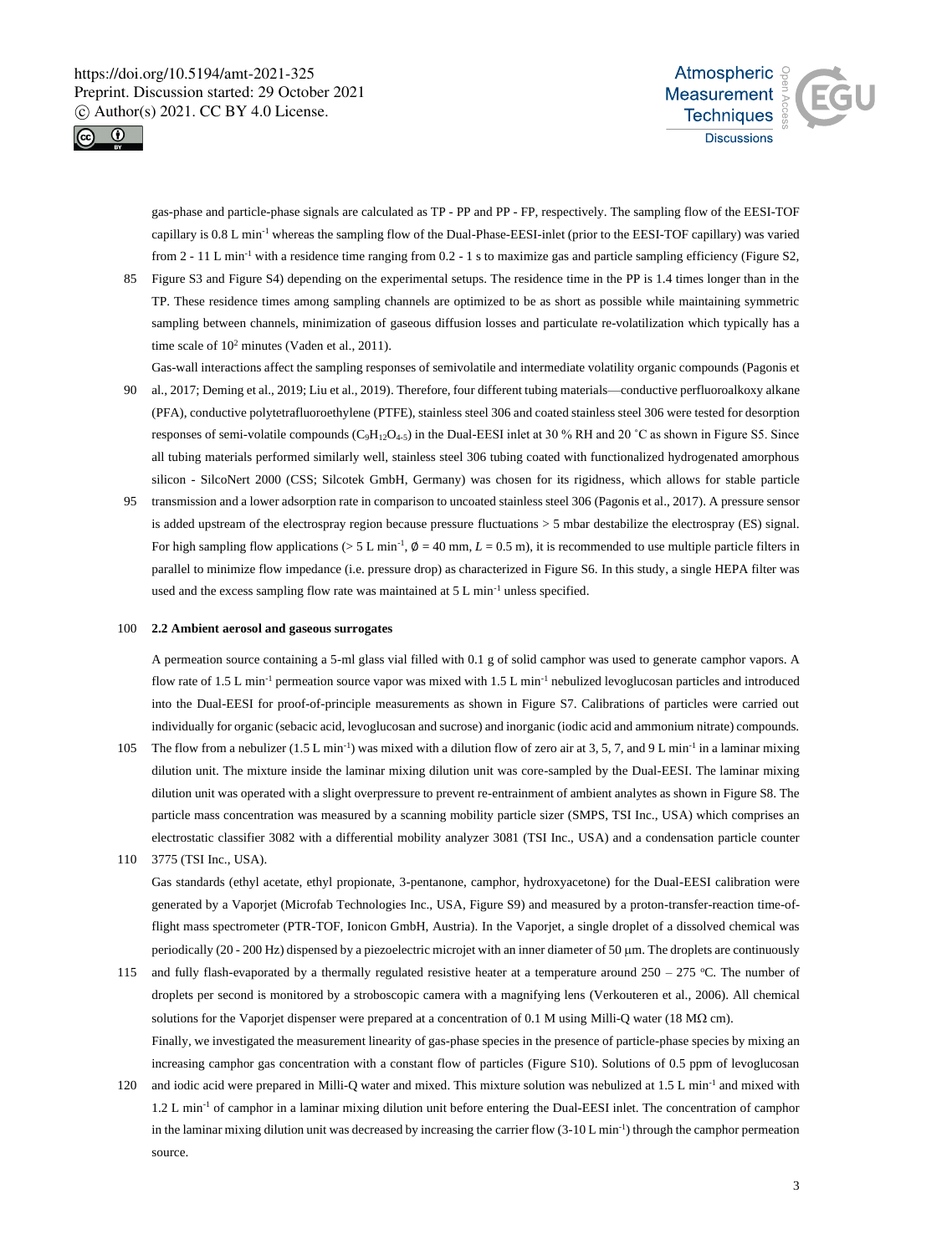gas-phase and particle-phase signals are calculated as TP - PP and PP - FP, respectively. The sampling flow of the EESI-TOF capillary is 0.8 L min$^{-1}$ whereas the sampling flow of the Dual-Phase-EESI-inlet (prior to the EESI-TOF capillary) was varied from 2 - 11 L min$^{-1}$ with a residence time ranging from 0.2 - 1 s to maximize gas and particle sampling efficiency (Figure S2, Figure S3 and Figure S4) depending on the experimental setups. The residence time in the PP is 1.4 times longer than in the TP. These residence times among sampling channels are optimized to be as short as possible while maintaining symmetric sampling between channels, minimization of gaseous diffusion losses and particulate re-volatilization which typically has a time scale of $10^2$ minutes (Vaden et al., 2011).

Gas-wall interactions affect the sampling responses of semivolatile and intermediate volatility organic compounds (Pagonis et al., 2017; Deming et al., 2019; Liu et al., 2019). Therefore, four different tubing materials—conductive perfluoroalkoxy alkane (PFA), conductive polytetrafluoroethylene (PTFE), stainless steel 306 and coated stainless steel 306 were tested for desorption responses of semi-volatile compounds ($C_9H_{12}O_{4-5}$) in the Dual-EESI inlet at 30 % RH and 20 ˚C as shown in Figure S5. Since all tubing materials performed similarly well, stainless steel 306 tubing coated with functionalized hydrogenated amorphous silicon - SilcoNert 2000 (CSS; Silcotek GmbH, Germany) was chosen for its rigidness, which allows for stable particle transmission and a lower adsorption rate in comparison to uncoated stainless steel 306 (Pagonis et al., 2017). A pressure sensor is added upstream of the electrospray region because pressure fluctuations > 5 mbar destabilize the electrospray (ES) signal. For high sampling flow applications (> 5 L min$^{-1}$, $\emptyset$ = 40 mm, $L$ = 0.5 m), it is recommended to use multiple particle filters in parallel to minimize flow impedance (i.e. pressure drop) as characterized in Figure S6. In this study, a single HEPA filter was used and the excess sampling flow rate was maintained at 5 L min$^{-1}$ unless specified.

## 2.2 Ambient aerosol and gaseous surrogates

A permeation source containing a 5-ml glass vial filled with 0.1 g of solid camphor was used to generate camphor vapors. A flow rate of 1.5 L min$^{-1}$ permeation source vapor was mixed with 1.5 L min$^{-1}$ nebulized levoglucosan particles and introduced into the Dual-EESI for proof-of-principle measurements as shown in Figure S7. Calibrations of particles were carried out individually for organic (sebacic acid, levoglucosan and sucrose) and inorganic (iodic acid and ammonium nitrate) compounds. The flow from a nebulizer (1.5 L min$^{-1}$) was mixed with a dilution flow of zero air at 3, 5, 7, and 9 L min$^{-1}$ in a laminar mixing dilution unit. The mixture inside the laminar mixing dilution unit was core-sampled by the Dual-EESI. The laminar mixing dilution unit was operated with a slight overpressure to prevent re-entrainment of ambient analytes as shown in Figure S8. The particle mass concentration was measured by a scanning mobility particle sizer (SMPS, TSI Inc., USA) which comprises an electrostatic classifier 3082 with a differential mobility analyzer 3081 (TSI Inc., USA) and a condensation particle counter 3775 (TSI Inc., USA).

Gas standards (ethyl acetate, ethyl propionate, 3-pentanone, camphor, hydroxyacetone) for the Dual-EESI calibration were generated by a Vaporjet (Microfab Technologies Inc., USA, Figure S9) and measured by a proton-transfer-reaction time-of-flight mass spectrometer (PTR-TOF, Ionicon GmbH, Austria). In the Vaporjet, a single droplet of a dissolved chemical was periodically (20 - 200 Hz) dispensed by a piezoelectric microjet with an inner diameter of 50 μm. The droplets are continuously and fully flash-evaporated by a thermally regulated resistive heater at a temperature around 250 – 275 °C. The number of droplets per second is monitored by a stroboscopic camera with a magnifying lens (Verkouteren et al., 2006). All chemical solutions for the Vaporjet dispenser were prepared at a concentration of 0.1 M using Milli-Q water (18 MΩ cm).

Finally, we investigated the measurement linearity of gas-phase species in the presence of particle-phase species by mixing an increasing camphor gas concentration with a constant flow of particles (Figure S10). Solutions of 0.5 ppm of levoglucosan and iodic acid were prepared in Milli-Q water and mixed. This mixture solution was nebulized at 1.5 L min$^{-1}$ and mixed with 1.2 L min$^{-1}$ of camphor in a laminar mixing dilution unit before entering the Dual-EESI inlet. The concentration of camphor in the laminar mixing dilution unit was decreased by increasing the carrier flow (3-10 L min$^{-1}$) through the camphor permeation source.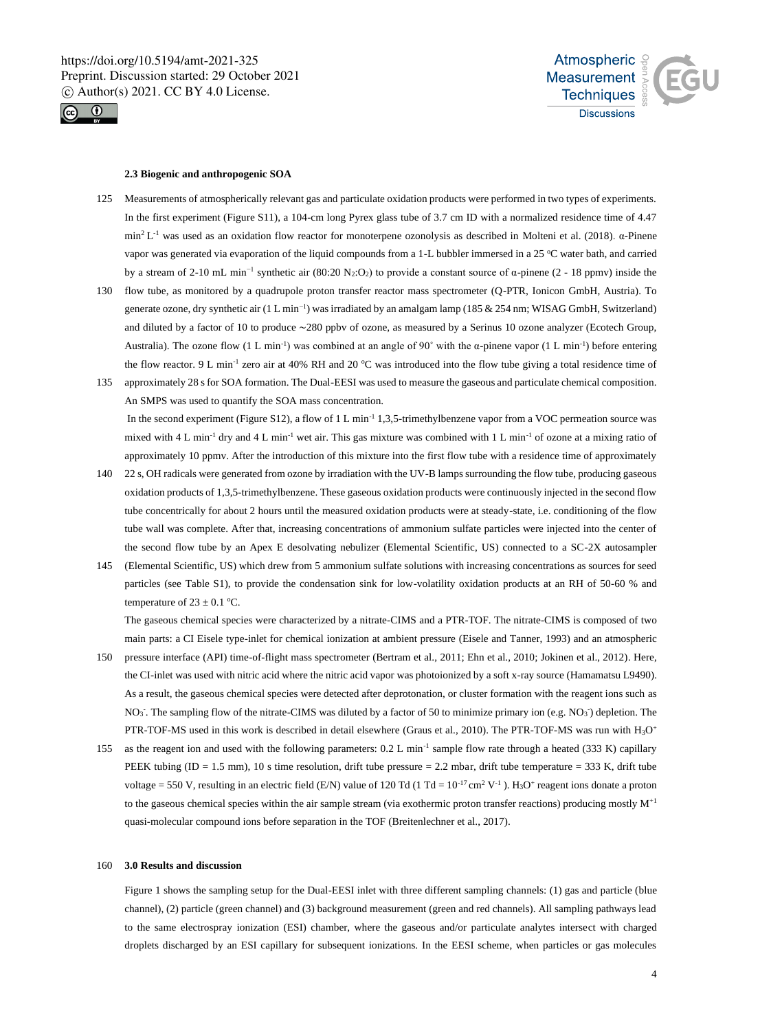### 2.3 Biogenic and anthropogenic SOA

Measurements of atmospherically relevant gas and particulate oxidation products were performed in two types of experiments. In the first experiment (Figure S11), a 104-cm long Pyrex glass tube of 3.7 cm ID with a normalized residence time of 4.47 $min^2 L^{-1}$ was used as an oxidation flow reactor for monoterpene ozonolysis as described in Molteni et al. (2018). α-Pinene vapor was generated via evaporation of the liquid compounds from a 1-L bubbler immersed in a 25 °C water bath, and carried by a stream of 2-10 mL $min^{-1}$ synthetic air (80:20 $N_2$:$O_2$) to provide a constant source of α-pinene (2 - 18 ppmv) inside the flow tube, as monitored by a quadrupole proton transfer reactor mass spectrometer (Q-PTR, Ionicon GmbH, Austria). To generate ozone, dry synthetic air (1 L $min^{-1}$) was irradiated by an amalgam lamp (185 & 254 nm; WISAG GmbH, Switzerland) and diluted by a factor of 10 to produce ~280 ppbv of ozone, as measured by a Serinus 10 ozone analyzer (Ecotech Group, Australia). The ozone flow (1 L $min^{-1}$) was combined at an angle of 90° with the α-pinene vapor (1 L $min^{-1}$) before entering the flow reactor. 9 L $min^{-1}$ zero air at 40% RH and 20 °C was introduced into the flow tube giving a total residence time of approximately 28 s for SOA formation. The Dual-EESI was used to measure the gaseous and particulate chemical composition. An SMPS was used to quantify the SOA mass concentration.

In the second experiment (Figure S12), a flow of 1 L $min^{-1}$ 1,3,5-trimethylbenzene vapor from a VOC permeation source was mixed with 4 L $min^{-1}$ dry and 4 L $min^{-1}$ wet air. This gas mixture was combined with 1 L $min^{-1}$ of ozone at a mixing ratio of approximately 10 ppmv. After the introduction of this mixture into the first flow tube with a residence time of approximately 22 s, OH radicals were generated from ozone by irradiation with the UV-B lamps surrounding the flow tube, producing gaseous oxidation products of 1,3,5-trimethylbenzene. These gaseous oxidation products were continuously injected in the second flow tube concentrically for about 2 hours until the measured oxidation products were at steady-state, i.e. conditioning of the flow tube wall was complete. After that, increasing concentrations of ammonium sulfate particles were injected into the center of the second flow tube by an Apex E desolvating nebulizer (Elemental Scientific, US) connected to a SC-2X autosampler (Elemental Scientific, US) which drew from 5 ammonium sulfate solutions with increasing concentrations as sources for seed particles (see Table S1), to provide the condensation sink for low-volatility oxidation products at an RH of 50-60 % and temperature of 23 ± 0.1 °C.

The gaseous chemical species were characterized by a nitrate-CIMS and a PTR-TOF. The nitrate-CIMS is composed of two main parts: a CI Eisele type-inlet for chemical ionization at ambient pressure (Eisele and Tanner, 1993) and an atmospheric pressure interface (API) time-of-flight mass spectrometer (Bertram et al., 2011; Ehn et al., 2010; Jokinen et al., 2012). Here, the CI-inlet was used with nitric acid where the nitric acid vapor was photoionized by a soft x-ray source (Hamamatsu L9490). As a result, the gaseous chemical species were detected after deprotonation, or cluster formation with the reagent ions such as $NO_3^-$. The sampling flow of the nitrate-CIMS was diluted by a factor of 50 to minimize primary ion (e.g. $NO_3^-$) depletion. The PTR-TOF-MS used in this work is described in detail elsewhere (Graus et al., 2010). The PTR-TOF-MS was run with $H_3O^+$ as the reagent ion and used with the following parameters: 0.2 L $min^{-1}$ sample flow rate through a heated (333 K) capillary PEEK tubing (ID = 1.5 mm), 10 s time resolution, drift tube pressure = 2.2 mbar, drift tube temperature = 333 K, drift tube voltage = 550 V, resulting in an electric field (E/N) value of 120 Td (1 Td = $10^{-17}$ $cm^2$ $V^{-1}$ ). $H_3O^+$ reagent ions donate a proton to the gaseous chemical species within the air sample stream (via exothermic proton transfer reactions) producing mostly $M^{+1}$ quasi-molecular compound ions before separation in the TOF (Breitenlechner et al., 2017).

## 3.0 Results and discussion

Figure 1 shows the sampling setup for the Dual-EESI inlet with three different sampling channels: (1) gas and particle (blue channel), (2) particle (green channel) and (3) background measurement (green and red channels). All sampling pathways lead to the same electrospray ionization (ESI) chamber, where the gaseous and/or particulate analytes intersect with charged droplets discharged by an ESI capillary for subsequent ionizations. In the EESI scheme, when particles or gas molecules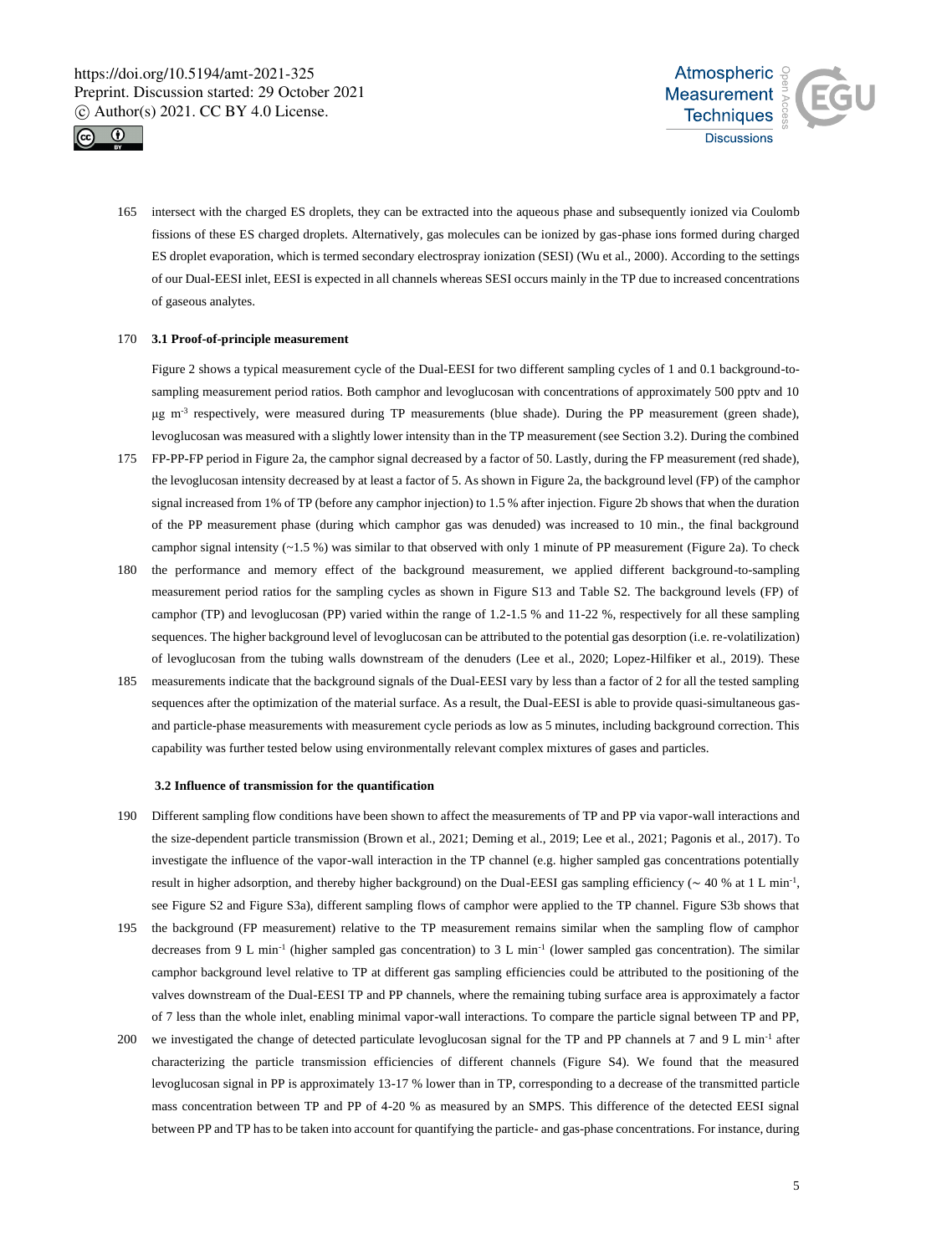intersect with the charged ES droplets, they can be extracted into the aqueous phase and subsequently ionized via Coulomb fissions of these ES charged droplets. Alternatively, gas molecules can be ionized by gas-phase ions formed during charged ES droplet evaporation, which is termed secondary electrospray ionization (SESI) (Wu et al., 2000). According to the settings of our Dual-EESI inlet, EESI is expected in all channels whereas SESI occurs mainly in the TP due to increased concentrations of gaseous analytes.

### 3.1 Proof-of-principle measurement

Figure 2 shows a typical measurement cycle of the Dual-EESI for two different sampling cycles of 1 and 0.1 background-to-sampling measurement period ratios. Both camphor and levoglucosan with concentrations of approximately 500 pptv and 10 μg m$^{-3}$ respectively, were measured during TP measurements (blue shade). During the PP measurement (green shade), levoglucosan was measured with a slightly lower intensity than in the TP measurement (see Section 3.2). During the combined FP-PP-FP period in Figure 2a, the camphor signal decreased by a factor of 50. Lastly, during the FP measurement (red shade), the levoglucosan intensity decreased by at least a factor of 5. As shown in Figure 2a, the background level (FP) of the camphor signal increased from 1% of TP (before any camphor injection) to 1.5 % after injection. Figure 2b shows that when the duration of the PP measurement phase (during which camphor gas was denuded) was increased to 10 min., the final background camphor signal intensity (~1.5 %) was similar to that observed with only 1 minute of PP measurement (Figure 2a). To check the performance and memory effect of the background measurement, we applied different background-to-sampling measurement period ratios for the sampling cycles as shown in Figure S13 and Table S2. The background levels (FP) of camphor (TP) and levoglucosan (PP) varied within the range of 1.2-1.5 % and 11-22 %, respectively for all these sampling sequences. The higher background level of levoglucosan can be attributed to the potential gas desorption (i.e. re-volatilization) of levoglucosan from the tubing walls downstream of the denuders (Lee et al., 2020; Lopez-Hilfiker et al., 2019). These measurements indicate that the background signals of the Dual-EESI vary by less than a factor of 2 for all the tested sampling sequences after the optimization of the material surface. As a result, the Dual-EESI is able to provide quasi-simultaneous gas- and particle-phase measurements with measurement cycle periods as low as 5 minutes, including background correction. This capability was further tested below using environmentally relevant complex mixtures of gases and particles.

### 3.2 Influence of transmission for the quantification

Different sampling flow conditions have been shown to affect the measurements of TP and PP via vapor-wall interactions and the size-dependent particle transmission (Brown et al., 2021; Deming et al., 2019; Lee et al., 2021; Pagonis et al., 2017). To investigate the influence of the vapor-wall interaction in the TP channel (e.g. higher sampled gas concentrations potentially result in higher adsorption, and thereby higher background) on the Dual-EESI gas sampling efficiency (~ 40 % at 1 L min$^{-1}$, see Figure S2 and Figure S3a), different sampling flows of camphor were applied to the TP channel. Figure S3b shows that the background (FP measurement) relative to the TP measurement remains similar when the sampling flow of camphor decreases from 9 L min$^{-1}$ (higher sampled gas concentration) to 3 L min$^{-1}$ (lower sampled gas concentration). The similar camphor background level relative to TP at different gas sampling efficiencies could be attributed to the positioning of the valves downstream of the Dual-EESI TP and PP channels, where the remaining tubing surface area is approximately a factor of 7 less than the whole inlet, enabling minimal vapor-wall interactions. To compare the particle signal between TP and PP, we investigated the change of detected particulate levoglucosan signal for the TP and PP channels at 7 and 9 L min$^{-1}$ after characterizing the particle transmission efficiencies of different channels (Figure S4). We found that the measured levoglucosan signal in PP is approximately 13-17 % lower than in TP, corresponding to a decrease of the transmitted particle mass concentration between TP and PP of 4-20 % as measured by an SMPS. This difference of the detected EESI signal between PP and TP has to be taken into account for quantifying the particle- and gas-phase concentrations. For instance, during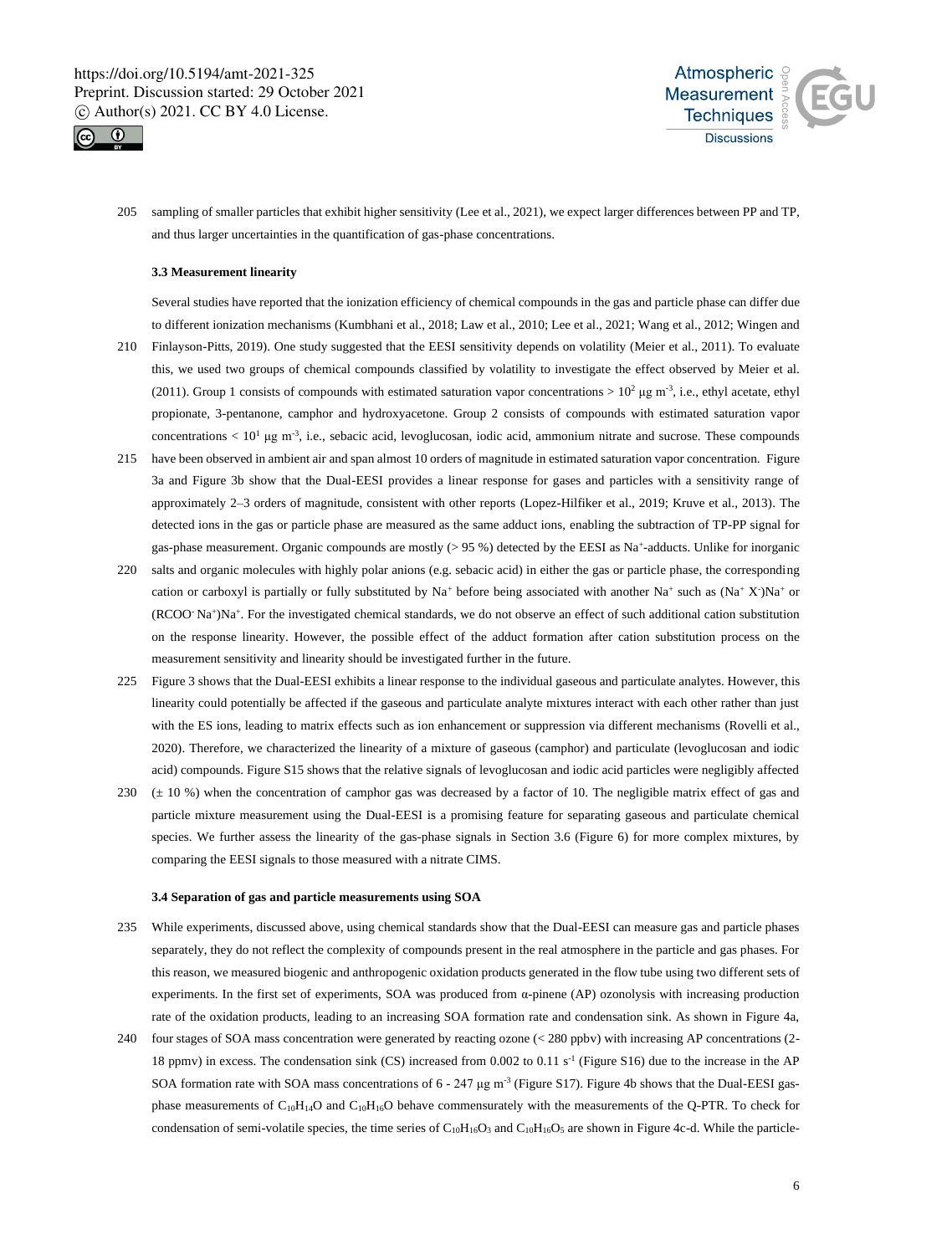sampling of smaller particles that exhibit higher sensitivity (Lee et al., 2021), we expect larger differences between PP and TP, and thus larger uncertainties in the quantification of gas-phase concentrations.

### 3.3 Measurement linearity

Several studies have reported that the ionization efficiency of chemical compounds in the gas and particle phase can differ due to different ionization mechanisms (Kumbhani et al., 2018; Law et al., 2010; Lee et al., 2021; Wang et al., 2012; Wingen and Finlayson-Pitts, 2019). One study suggested that the EESI sensitivity depends on volatility (Meier et al., 2011). To evaluate this, we used two groups of chemical compounds classified by volatility to investigate the effect observed by Meier et al. (2011). Group 1 consists of compounds with estimated saturation vapor concentrations > $10^2$ µg m$^{-3}$, i.e., ethyl acetate, ethyl propionate, 3-pentanone, camphor and hydroxyacetone. Group 2 consists of compounds with estimated saturation vapor concentrations < $10^1$ µg m$^{-3}$, i.e., sebacic acid, levoglucosan, iodic acid, ammonium nitrate and sucrose. These compounds have been observed in ambient air and span almost 10 orders of magnitude in estimated saturation vapor concentration. Figure 3a and Figure 3b show that the Dual-EESI provides a linear response for gases and particles with a sensitivity range of approximately 2–3 orders of magnitude, consistent with other reports (Lopez-Hilfiker et al., 2019; Kruve et al., 2013). The detected ions in the gas or particle phase are measured as the same adduct ions, enabling the subtraction of TP-PP signal for gas-phase measurement. Organic compounds are mostly (> 95 %) detected by the EESI as $Na^+$-adducts. Unlike for inorganic salts and organic molecules with highly polar anions (e.g. sebacic acid) in either the gas or particle phase, the corresponding cation or carboxyl is partially or fully substituted by $Na^+$ before being associated with another $Na^+$ such as $(Na^+ X^-)Na^+$ or $(RCOO^- Na^+)Na^+$. For the investigated chemical standards, we do not observe an effect of such additional cation substitution on the response linearity. However, the possible effect of the adduct formation after cation substitution process on the measurement sensitivity and linearity should be investigated further in the future.

Figure 3 shows that the Dual-EESI exhibits a linear response to the individual gaseous and particulate analytes. However, this linearity could potentially be affected if the gaseous and particulate analyte mixtures interact with each other rather than just with the ES ions, leading to matrix effects such as ion enhancement or suppression via different mechanisms (Rovelli et al., 2020). Therefore, we characterized the linearity of a mixture of gaseous (camphor) and particulate (levoglucosan and iodic acid) compounds. Figure S15 shows that the relative signals of levoglucosan and iodic acid particles were negligibly affected (± 10 %) when the concentration of camphor gas was decreased by a factor of 10. The negligible matrix effect of gas and particle mixture measurement using the Dual-EESI is a promising feature for separating gaseous and particulate chemical species. We further assess the linearity of the gas-phase signals in Section 3.6 (Figure 6) for more complex mixtures, by comparing the EESI signals to those measured with a nitrate CIMS.

### 3.4 Separation of gas and particle measurements using SOA

While experiments, discussed above, using chemical standards show that the Dual-EESI can measure gas and particle phases separately, they do not reflect the complexity of compounds present in the real atmosphere in the particle and gas phases. For this reason, we measured biogenic and anthropogenic oxidation products generated in the flow tube using two different sets of experiments. In the first set of experiments, SOA was produced from α-pinene (AP) ozonolysis with increasing production rate of the oxidation products, leading to an increasing SOA formation rate and condensation sink. As shown in Figure 4a, four stages of SOA mass concentration were generated by reacting ozone (< 280 ppbv) with increasing AP concentrations (2-18 ppmv) in excess. The condensation sink (CS) increased from 0.002 to 0.11 s$^{-1}$ (Figure S16) due to the increase in the AP SOA formation rate with SOA mass concentrations of 6 - 247 µg m$^{-3}$ (Figure S17). Figure 4b shows that the Dual-EESI gas-phase measurements of $C_{10}H_{14}O$ and $C_{10}H_{16}O$ behave commensurately with the measurements of the Q-PTR. To check for condensation of semi-volatile species, the time series of $C_{10}H_{16}O_3$ and $C_{10}H_{16}O_5$ are shown in Figure 4c-d. While the particle-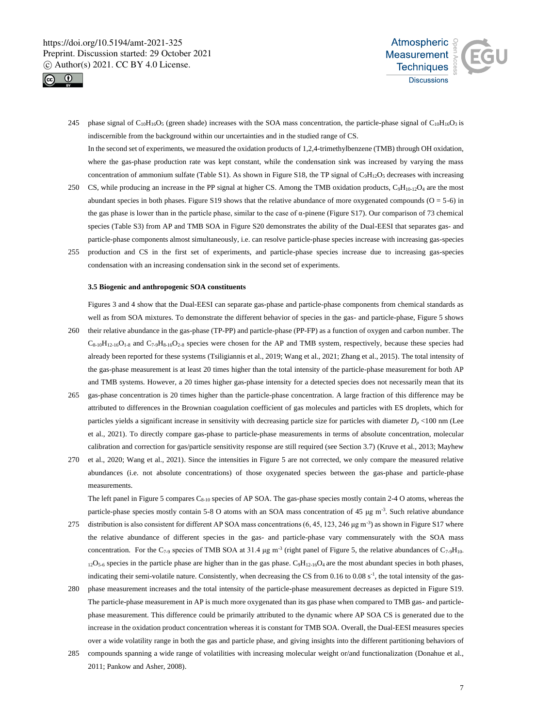phase signal of $C_{10}H_{16}O_5$ (green shade) increases with the SOA mass concentration, the particle-phase signal of $C_{10}H_{16}O_3$ is indiscernible from the background within our uncertainties and in the studied range of CS.

In the second set of experiments, we measured the oxidation products of 1,2,4-trimethylbenzene (TMB) through OH oxidation, where the gas-phase production rate was kept constant, while the condensation sink was increased by varying the mass concentration of ammonium sulfate (Table S1). As shown in Figure S18, the TP signal of $C_9H_{12}O_5$ decreases with increasing CS, while producing an increase in the PP signal at higher CS. Among the TMB oxidation products, $C_9H_{10-12}O_4$ are the most abundant species in both phases. Figure S19 shows that the relative abundance of more oxygenated compounds (O = 5-6) in the gas phase is lower than in the particle phase, similar to the case of α-pinene (Figure S17). Our comparison of 73 chemical species (Table S3) from AP and TMB SOA in Figure S20 demonstrates the ability of the Dual-EESI that separates gas- and particle-phase components almost simultaneously, i.e. can resolve particle-phase species increase with increasing gas-species production and CS in the first set of experiments, and particle-phase species increase due to increasing gas-species condensation with an increasing condensation sink in the second set of experiments.

### 3.5 Biogenic and anthropogenic SOA constituents

Figures 3 and 4 show that the Dual-EESI can separate gas-phase and particle-phase components from chemical standards as well as from SOA mixtures. To demonstrate the different behavior of species in the gas- and particle-phase, Figure 5 shows their relative abundance in the gas-phase (TP-PP) and particle-phase (PP-FP) as a function of oxygen and carbon number. The $C_{8-10}H_{12-16}O_{1-8}$ and $C_{7-9}H_{8-16}O_{2-8}$ species were chosen for the AP and TMB system, respectively, because these species had already been reported for these systems (Tsiligiannis et al., 2019; Wang et al., 2021; Zhang et al., 2015). The total intensity of the gas-phase measurement is at least 20 times higher than the total intensity of the particle-phase measurement for both AP and TMB systems. However, a 20 times higher gas-phase intensity for a detected species does not necessarily mean that its gas-phase concentration is 20 times higher than the particle-phase concentration. A large fraction of this difference may be attributed to differences in the Brownian coagulation coefficient of gas molecules and particles with ES droplets, which for particles yields a significant increase in sensitivity with decreasing particle size for particles with diameter $D_p$ <100 nm (Lee et al., 2021). To directly compare gas-phase to particle-phase measurements in terms of absolute concentration, molecular calibration and correction for gas/particle sensitivity response are still required (see Section 3.7) (Kruve et al., 2013; Mayhew et al., 2020; Wang et al., 2021). Since the intensities in Figure 5 are not corrected, we only compare the measured relative abundances (i.e. not absolute concentrations) of those oxygenated species between the gas-phase and particle-phase measurements.

The left panel in Figure 5 compares $C_{8-10}$ species of AP SOA. The gas-phase species mostly contain 2-4 O atoms, whereas the particle-phase species mostly contain 5-8 O atoms with an SOA mass concentration of 45 μg $m^{-3}$. Such relative abundance distribution is also consistent for different AP SOA mass concentrations (6, 45, 123, 246 μg $m^{-3}$) as shown in Figure S17 where the relative abundance of different species in the gas- and particle-phase vary commensurately with the SOA mass concentration. For the $C_{7-9}$ species of TMB SOA at 31.4 μg $m^{-3}$ (right panel of Figure 5, the relative abundances of $C_{7-9}H_{10-12}O_{5-6}$ species in the particle phase are higher than in the gas phase. $C_9H_{12-16}O_4$ are the most abundant species in both phases, indicating their semi-volatile nature. Consistently, when decreasing the CS from 0.16 to 0.08 $s^{-1}$, the total intensity of the gas-phase measurement increases and the total intensity of the particle-phase measurement decreases as depicted in Figure S19. The particle-phase measurement in AP is much more oxygenated than its gas phase when compared to TMB gas- and particle-phase measurement. This difference could be primarily attributed to the dynamic where AP SOA CS is generated due to the increase in the oxidation product concentration whereas it is constant for TMB SOA. Overall, the Dual-EESI measures species over a wide volatility range in both the gas and particle phase, and giving insights into the different partitioning behaviors of compounds spanning a wide range of volatilities with increasing molecular weight or/and functionalization (Donahue et al., 2011; Pankow and Asher, 2008).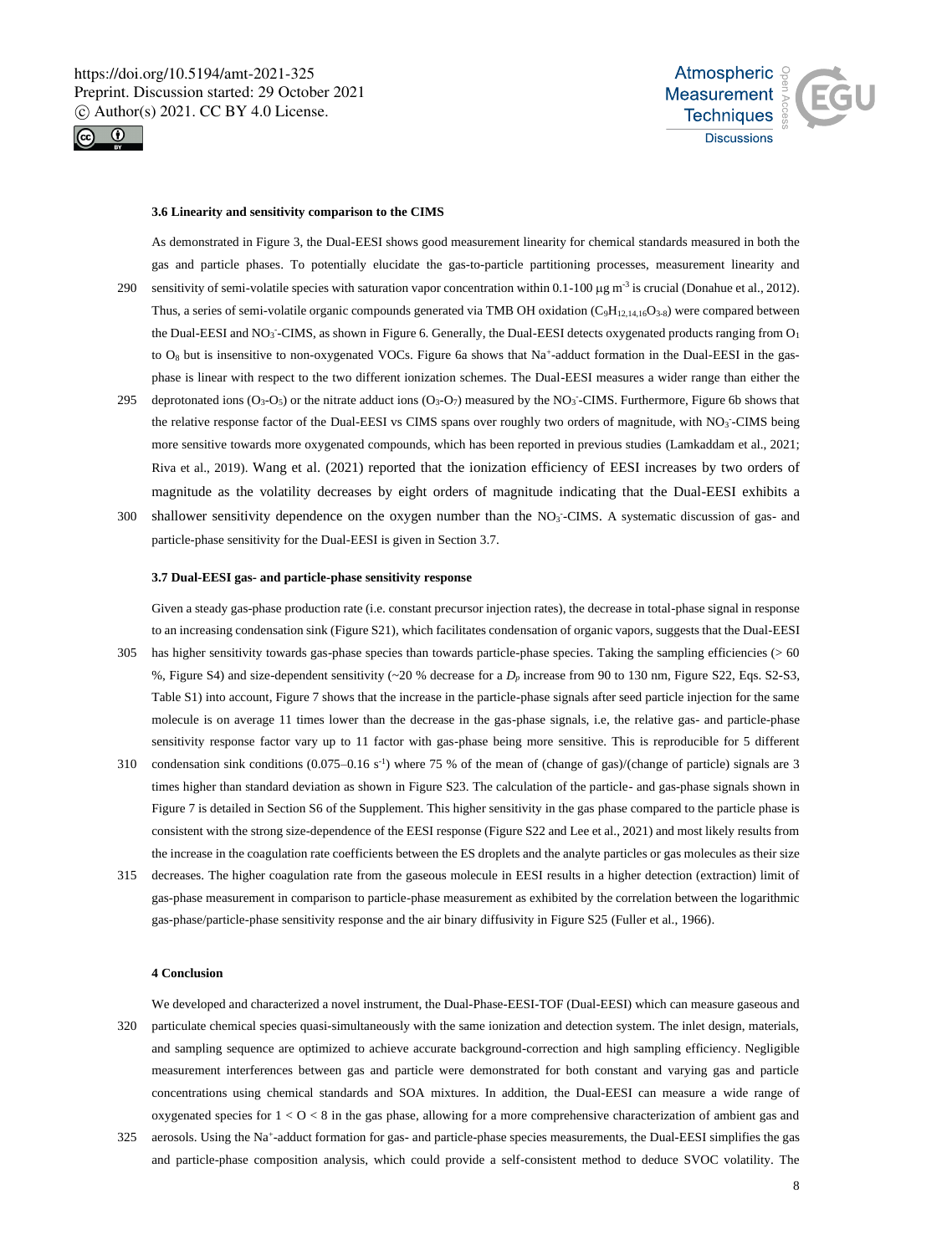### 3.6 Linearity and sensitivity comparison to the CIMS

As demonstrated in Figure 3, the Dual-EESI shows good measurement linearity for chemical standards measured in both the gas and particle phases. To potentially elucidate the gas-to-particle partitioning processes, measurement linearity and sensitivity of semi-volatile species with saturation vapor concentration within 0.1-100 µg m$^{-3}$ is crucial (Donahue et al., 2012). Thus, a series of semi-volatile organic compounds generated via TMB OH oxidation ($C_9H_{12,14,16}O_{3-8}$) were compared between the Dual-EESI and $NO_3^-$-CIMS, as shown in Figure 6. Generally, the Dual-EESI detects oxygenated products ranging from $O_1$ to $O_8$ but is insensitive to non-oxygenated VOCs. Figure 6a shows that $Na^+$-adduct formation in the Dual-EESI in the gas-phase is linear with respect to the two different ionization schemes. The Dual-EESI measures a wider range than either the deprotonated ions ($O_3$-$O_5$) or the nitrate adduct ions ($O_3$-$O_7$) measured by the $NO_3^-$-CIMS. Furthermore, Figure 6b shows that the relative response factor of the Dual-EESI vs CIMS spans over roughly two orders of magnitude, with $NO_3^-$-CIMS being more sensitive towards more oxygenated compounds, which has been reported in previous studies (Lamkaddam et al., 2021; Riva et al., 2019). Wang et al. (2021) reported that the ionization efficiency of EESI increases by two orders of magnitude as the volatility decreases by eight orders of magnitude indicating that the Dual-EESI exhibits a shallower sensitivity dependence on the oxygen number than the $NO_3^-$-CIMS. A systematic discussion of gas- and particle-phase sensitivity for the Dual-EESI is given in Section 3.7.

### 3.7 Dual-EESI gas- and particle-phase sensitivity response

Given a steady gas-phase production rate (i.e. constant precursor injection rates), the decrease in total-phase signal in response to an increasing condensation sink (Figure S21), which facilitates condensation of organic vapors, suggests that the Dual-EESI has higher sensitivity towards gas-phase species than towards particle-phase species. Taking the sampling efficiencies (> 60 %, Figure S4) and size-dependent sensitivity (~20 % decrease for a $D_p$ increase from 90 to 130 nm, Figure S22, Eqs. S2-S3, Table S1) into account, Figure 7 shows that the increase in the particle-phase signals after seed particle injection for the same molecule is on average 11 times lower than the decrease in the gas-phase signals, i.e, the relative gas- and particle-phase sensitivity response factor vary up to 11 factor with gas-phase being more sensitive. This is reproducible for 5 different condensation sink conditions (0.075–0.16 s$^{-1}$) where 75 % of the mean of (change of gas)/(change of particle) signals are 3 times higher than standard deviation as shown in Figure S23. The calculation of the particle- and gas-phase signals shown in Figure 7 is detailed in Section S6 of the Supplement. This higher sensitivity in the gas phase compared to the particle phase is consistent with the strong size-dependence of the EESI response (Figure S22 and Lee et al., 2021) and most likely results from the increase in the coagulation rate coefficients between the ES droplets and the analyte particles or gas molecules as their size decreases. The higher coagulation rate from the gaseous molecule in EESI results in a higher detection (extraction) limit of gas-phase measurement in comparison to particle-phase measurement as exhibited by the correlation between the logarithmic gas-phase/particle-phase sensitivity response and the air binary diffusivity in Figure S25 (Fuller et al., 1966).

## 4 Conclusion

We developed and characterized a novel instrument, the Dual-Phase-EESI-TOF (Dual-EESI) which can measure gaseous and particulate chemical species quasi-simultaneously with the same ionization and detection system. The inlet design, materials, and sampling sequence are optimized to achieve accurate background-correction and high sampling efficiency. Negligible measurement interferences between gas and particle were demonstrated for both constant and varying gas and particle concentrations using chemical standards and SOA mixtures. In addition, the Dual-EESI can measure a wide range of oxygenated species for $1 < O < 8$ in the gas phase, allowing for a more comprehensive characterization of ambient gas and aerosols. Using the $Na^+$-adduct formation for gas- and particle-phase species measurements, the Dual-EESI simplifies the gas and particle-phase composition analysis, which could provide a self-consistent method to deduce SVOC volatility. The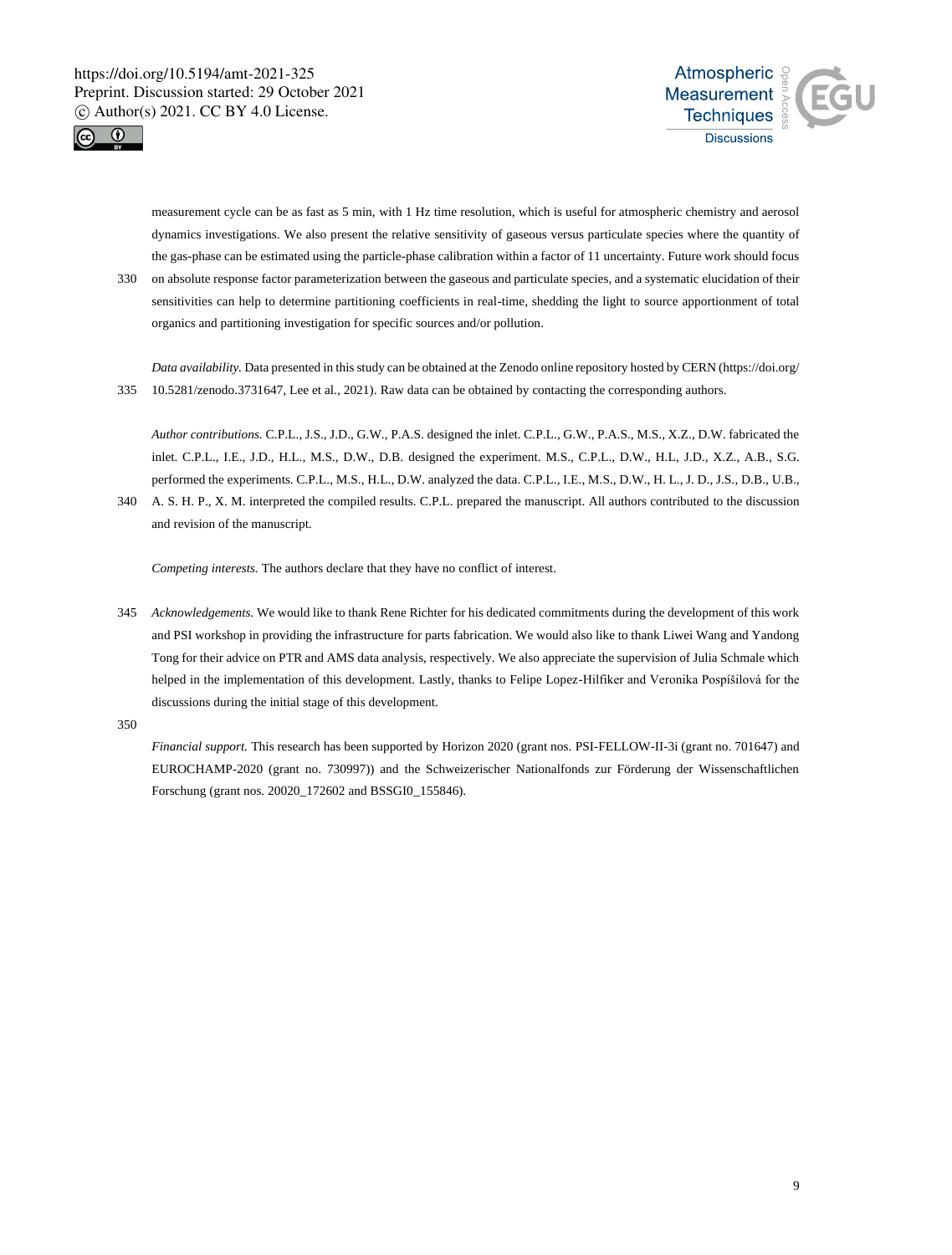measurement cycle can be as fast as 5 min, with 1 Hz time resolution, which is useful for atmospheric chemistry and aerosol dynamics investigations. We also present the relative sensitivity of gaseous versus particulate species where the quantity of the gas-phase can be estimated using the particle-phase calibration within a factor of 11 uncertainty. Future work should focus on absolute response factor parameterization between the gaseous and particulate species, and a systematic elucidation of their sensitivities can help to determine partitioning coefficients in real-time, shedding the light to source apportionment of total organics and partitioning investigation for specific sources and/or pollution.

*Data availability.* Data presented in this study can be obtained at the Zenodo online repository hosted by CERN (https://doi.org/10.5281/zenodo.3731647, Lee et al., 2021). Raw data can be obtained by contacting the corresponding authors.

*Author contributions.* C.P.L., J.S., J.D., G.W., P.A.S. designed the inlet. C.P.L., G.W., P.A.S., M.S., X.Z., D.W. fabricated the inlet. C.P.L., I.E., J.D., H.L., M.S., D.W., D.B. designed the experiment. M.S., C.P.L., D.W., H.L, J.D., X.Z., A.B., S.G. performed the experiments. C.P.L., M.S., H.L., D.W. analyzed the data. C.P.L., I.E., M.S., D.W., H. L., J. D., J.S., D.B., U.B., A. S. H. P., X. M. interpreted the compiled results. C.P.L. prepared the manuscript. All authors contributed to the discussion and revision of the manuscript.

*Competing interests.* The authors declare that they have no conflict of interest.

*Acknowledgements.* We would like to thank Rene Richter for his dedicated commitments during the development of this work and PSI workshop in providing the infrastructure for parts fabrication. We would also like to thank Liwei Wang and Yandong Tong for their advice on PTR and AMS data analysis, respectively. We also appreciate the supervision of Julia Schmale which helped in the implementation of this development. Lastly, thanks to Felipe Lopez-Hilfiker and Veronika Pospíšilová for the discussions during the initial stage of this development.

*Financial support.* This research has been supported by Horizon 2020 (grant nos. PSI-FELLOW-II-3i (grant no. 701647) and EUROCHAMP-2020 (grant no. 730997)) and the Schweizerischer Nationalfonds zur Förderung der Wissenschaftlichen Forschung (grant nos. 20020_172602 and BSSGI0_155846).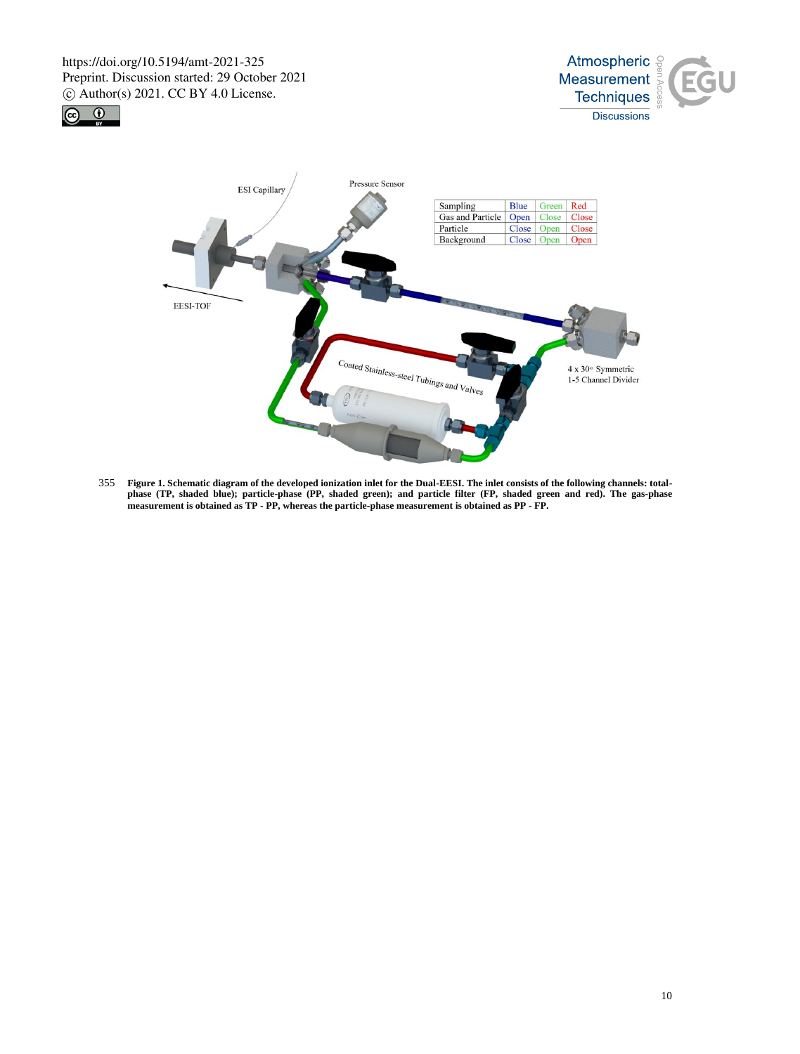| Sampling | Blue | Green | Red |
| --- | --- | --- | --- |
| Gas and Particle | Open | Close | Close |
| Particle | Close | Open | Close |
| Background | Close | Open | Open |

**Figure 1. Schematic diagram of the developed ionization inlet for the Dual-EESI. The inlet consists of the following channels: total-phase (TP, shaded blue); particle-phase (PP, shaded green); and particle filter (FP, shaded green and red). The gas-phase measurement is obtained as TP - PP, whereas the particle-phase measurement is obtained as PP - FP.**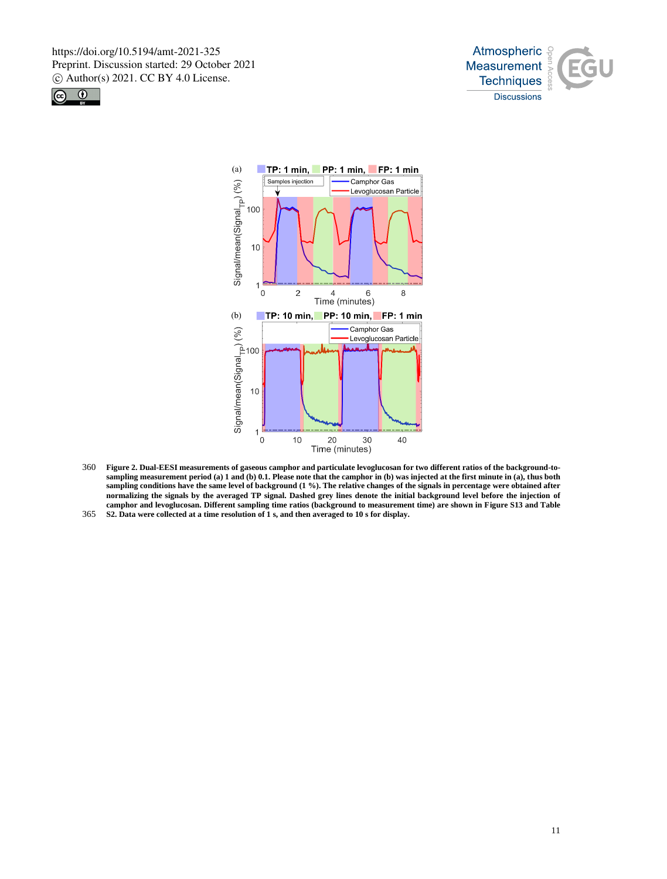**Figure 2. Dual-EESI measurements of gaseous camphor and particulate levoglucosan for two different ratios of the background-to-sampling measurement period (a) 1 and (b) 0.1. Please note that the camphor in (b) was injected at the first minute in (a), thus both sampling conditions have the same level of background (1 %). The relative changes of the signals in percentage were obtained after normalizing the signals by the averaged TP signal. Dashed grey lines denote the initial background level before the injection of camphor and levoglucosan. Different sampling time ratios (background to measurement time) are shown in Figure S13 and Table S2. Data were collected at a time resolution of 1 s, and then averaged to 10 s for display.**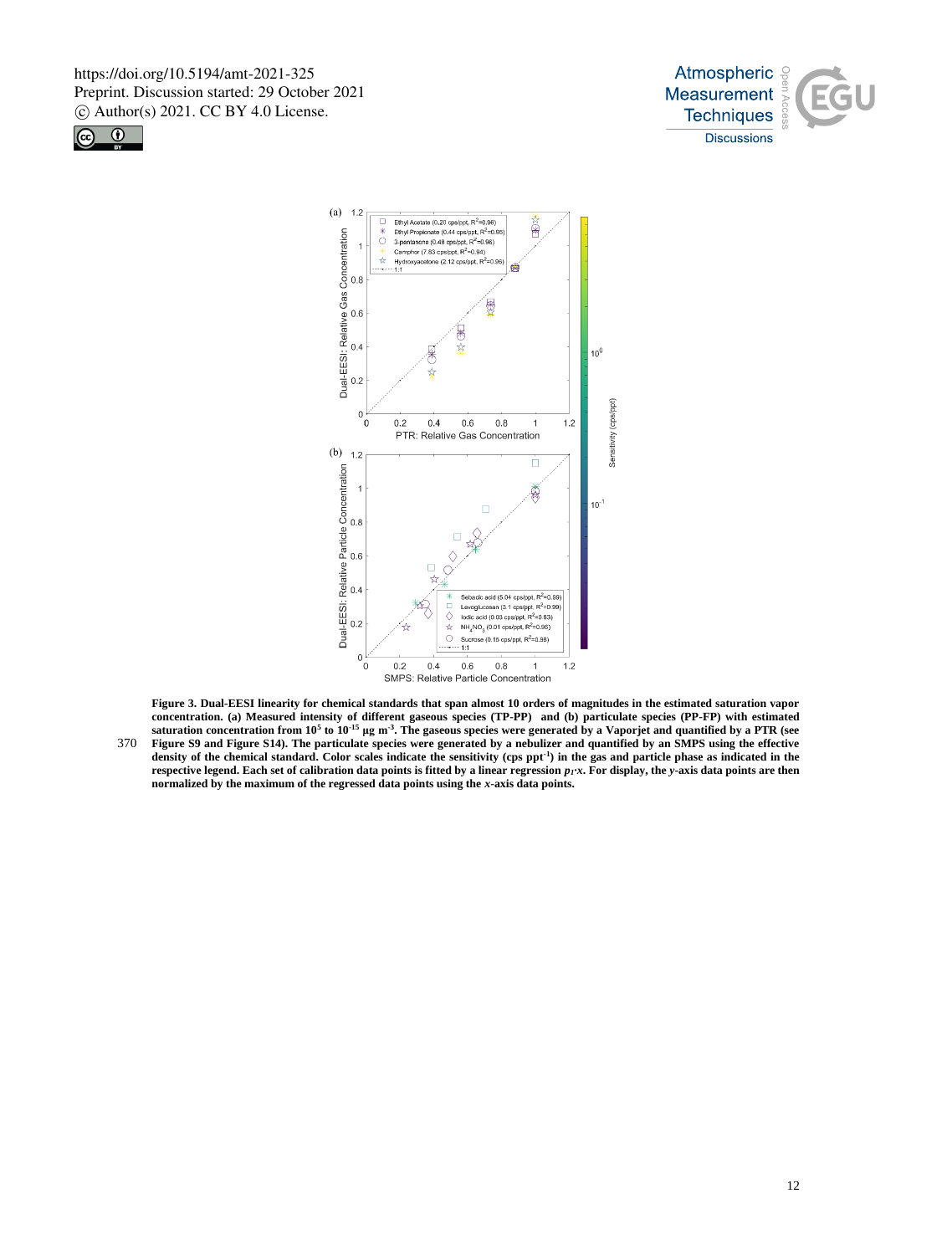**Figure 3. Dual-EESI linearity for chemical standards that span almost 10 orders of magnitudes in the estimated saturation vapor concentration. (a) Measured intensity of different gaseous species (TP-PP) and (b) particulate species (PP-FP) with estimated saturation concentration from $10^5$ to $10^{-15}$ µg m$^{-3}$. The gaseous species were generated by a Vaporjet and quantified by a PTR (see Figure S9 and Figure S14). The particulate species were generated by a nebulizer and quantified by an SMPS using the effective density of the chemical standard. Color scales indicate the sensitivity (cps ppt$^{-1}$) in the gas and particle phase as indicated in the respective legend. Each set of calibration data points is fitted by a linear regression $p_1 \cdot x$. For display, the *y*-axis data points are then normalized by the maximum of the regressed data points using the *x*-axis data points.**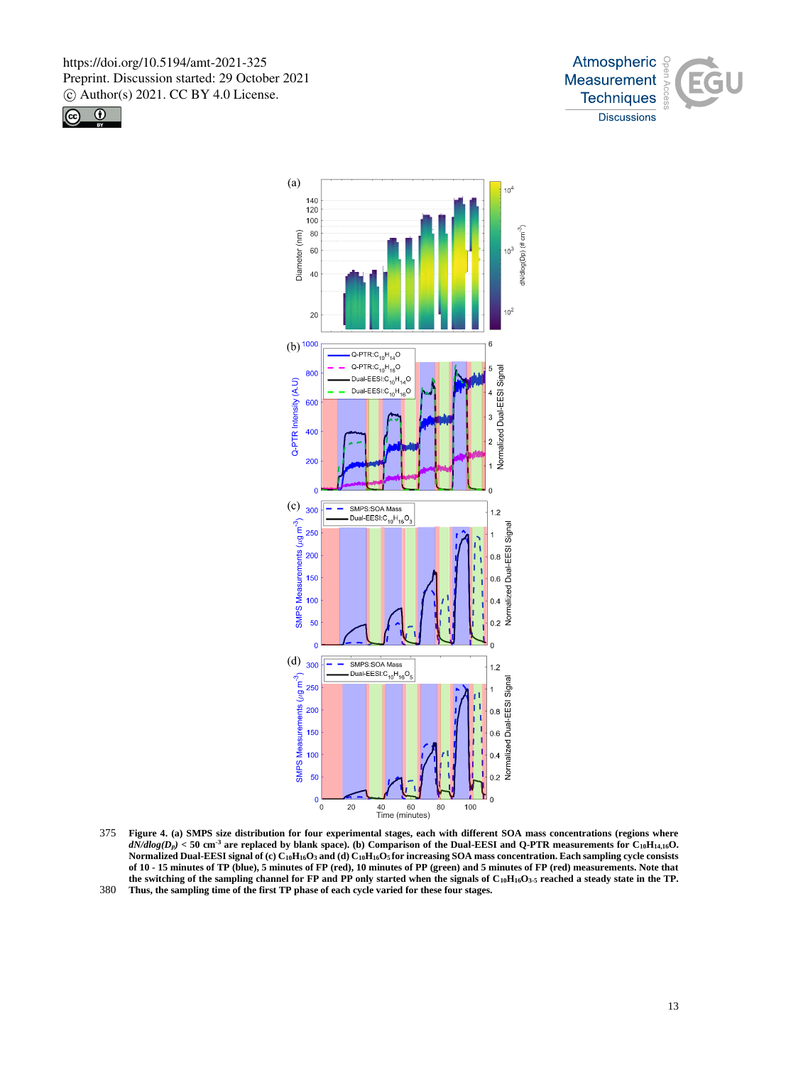**Figure 4. (a) SMPS size distribution for four experimental stages, each with different SOA mass concentrations (regions where $dN/dlog(D_p)$ < 50 $cm^{-3}$ are replaced by blank space). (b) Comparison of the Dual-EESI and Q-PTR measurements for $C_{10}H_{14,16}O$. Normalized Dual-EESI signal of (c) $C_{10}H_{16}O_3$ and (d) $C_{10}H_{16}O_5$ for increasing SOA mass concentration. Each sampling cycle consists of 10 - 15 minutes of TP (blue), 5 minutes of FP (red), 10 minutes of PP (green) and 5 minutes of FP (red) measurements. Note that the switching of the sampling channel for FP and PP only started when the signals of $C_{10}H_{16}O_{3\text{-}5}$ reached a steady state in the TP. Thus, the sampling time of the first TP phase of each cycle varied for these four stages.**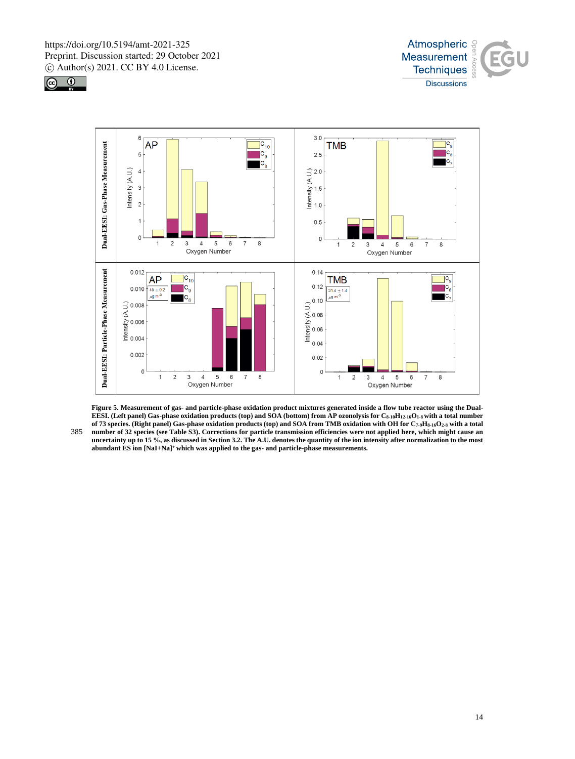**Figure 5. Measurement of gas- and particle-phase oxidation product mixtures generated inside a flow tube reactor using the Dual-EESI. (Left panel) Gas-phase oxidation products (top) and SOA (bottom) from AP ozonolysis for $C_{8\text{-}10}H_{12\text{-}16}O_{1\text{-}8}$ with a total number of 73 species. (Right panel) Gas-phase oxidation products (top) and SOA from TMB oxidation with OH for $C_{7\text{-}9}H_{8\text{-}16}O_{2\text{-}8}$ with a total number of 32 species (see Table S3). Corrections for particle transmission efficiencies were not applied here, which might cause an uncertainty up to 15 %, as discussed in Section 3.2. The A.U. denotes the quantity of the ion intensity after normalization to the most abundant ES ion $[NaI+Na]^{+}$ which was applied to the gas- and particle-phase measurements.**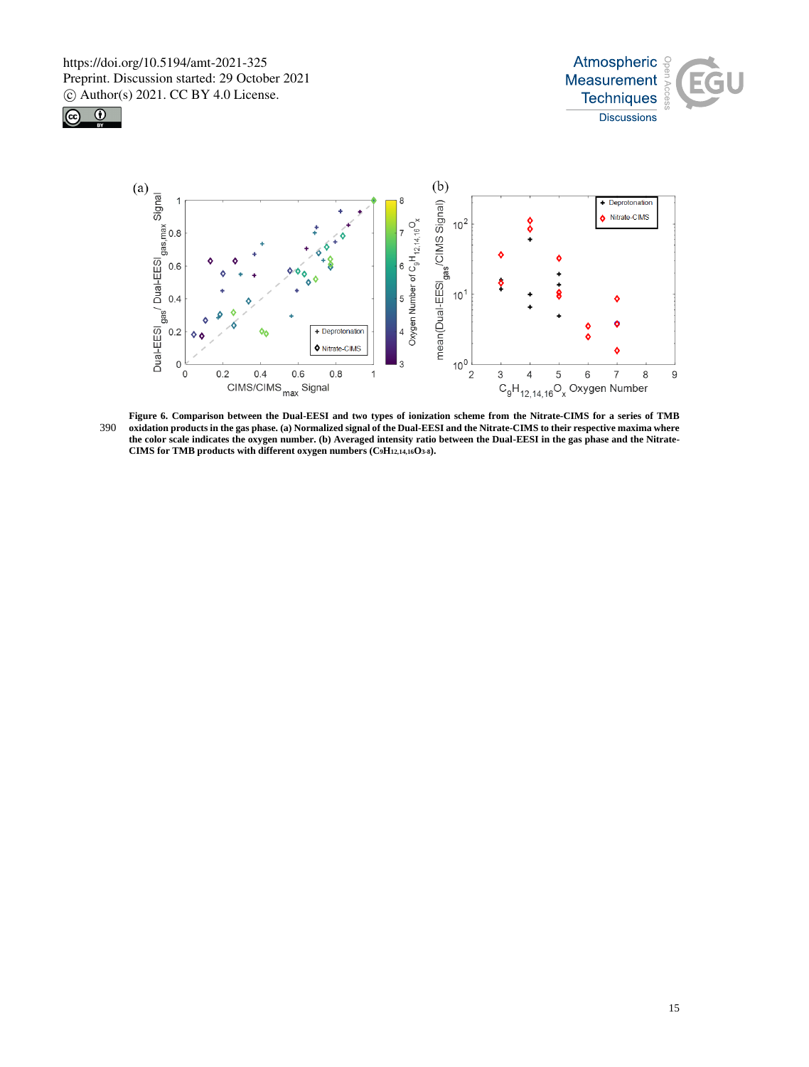**Figure 6. Comparison between the Dual-EESI and two types of ionization scheme from the Nitrate-CIMS for a series of TMB oxidation products in the gas phase. (a) Normalized signal of the Dual-EESI and the Nitrate-CIMS to their respective maxima where the color scale indicates the oxygen number. (b) Averaged intensity ratio between the Dual-EESI in the gas phase and the Nitrate-CIMS for TMB products with different oxygen numbers ($C_9H_{12,14,16}O_{3-8}$).**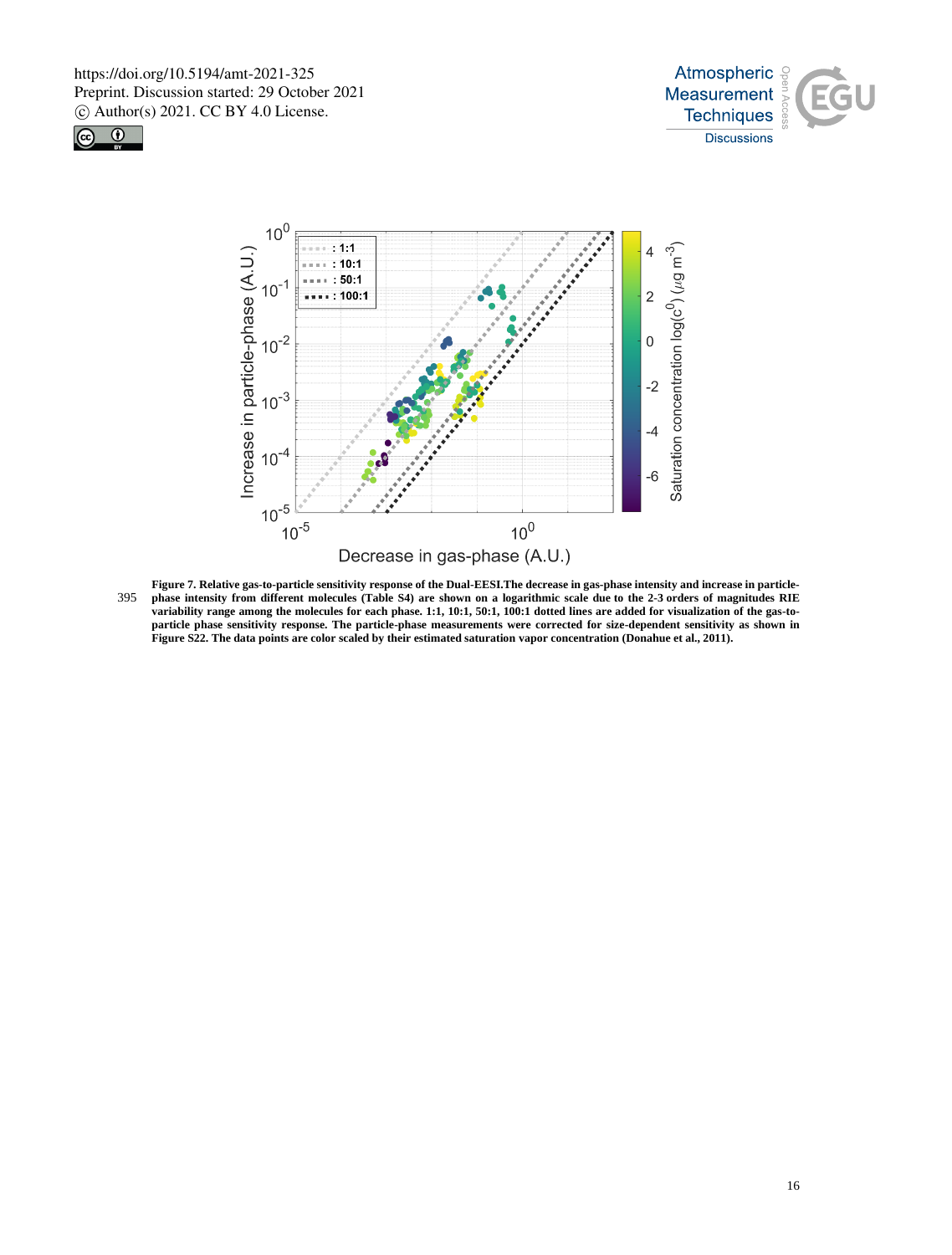**Figure 7. Relative gas-to-particle sensitivity response of the Dual-EESI.The decrease in gas-phase intensity and increase in particle-phase intensity from different molecules (Table S4) are shown on a logarithmic scale due to the 2-3 orders of magnitudes RIE variability range among the molecules for each phase. 1:1, 10:1, 50:1, 100:1 dotted lines are added for visualization of the gas-to-particle phase sensitivity response. The particle-phase measurements were corrected for size-dependent sensitivity as shown in Figure S22. The data points are color scaled by their estimated saturation vapor concentration (Donahue et al., 2011).**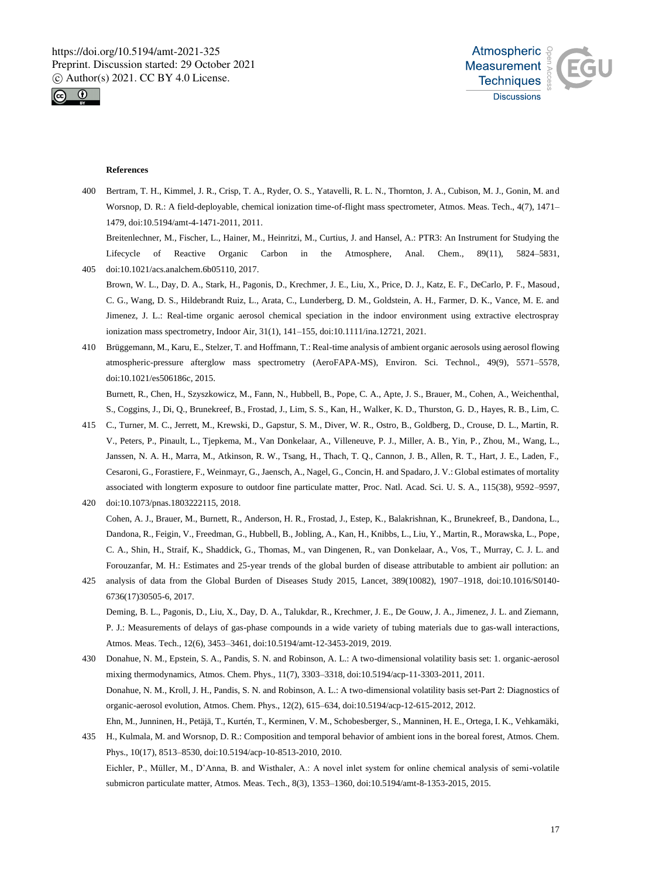**References**

Bertram, T. H., Kimmel, J. R., Crisp, T. A., Ryder, O. S., Yatavelli, R. L. N., Thornton, J. A., Cubison, M. J., Gonin, M. and Worsnop, D. R.: A field-deployable, chemical ionization time-of-flight mass spectrometer, Atmos. Meas. Tech., 4(7), 1471–1479, doi:10.5194/amt-4-1471-2011, 2011.

Breitenlechner, M., Fischer, L., Hainer, M., Heinritzi, M., Curtius, J. and Hansel, A.: PTR3: An Instrument for Studying the Lifecycle of Reactive Organic Carbon in the Atmosphere, Anal. Chem., 89(11), 5824–5831, doi:10.1021/acs.analchem.6b05110, 2017.

Brown, W. L., Day, D. A., Stark, H., Pagonis, D., Krechmer, J. E., Liu, X., Price, D. J., Katz, E. F., DeCarlo, P. F., Masoud, C. G., Wang, D. S., Hildebrandt Ruiz, L., Arata, C., Lunderberg, D. M., Goldstein, A. H., Farmer, D. K., Vance, M. E. and Jimenez, J. L.: Real-time organic aerosol chemical speciation in the indoor environment using extractive electrospray ionization mass spectrometry, Indoor Air, 31(1), 141–155, doi:10.1111/ina.12721, 2021.

Brüggemann, M., Karu, E., Stelzer, T. and Hoffmann, T.: Real-time analysis of ambient organic aerosols using aerosol flowing atmospheric-pressure afterglow mass spectrometry (AeroFAPA-MS), Environ. Sci. Technol., 49(9), 5571–5578, doi:10.1021/es506186c, 2015.

Burnett, R., Chen, H., Szyszkowicz, M., Fann, N., Hubbell, B., Pope, C. A., Apte, J. S., Brauer, M., Cohen, A., Weichenthal, S., Coggins, J., Di, Q., Brunekreef, B., Frostad, J., Lim, S. S., Kan, H., Walker, K. D., Thurston, G. D., Hayes, R. B., Lim, C. C., Turner, M. C., Jerrett, M., Krewski, D., Gapstur, S. M., Diver, W. R., Ostro, B., Goldberg, D., Crouse, D. L., Martin, R. V., Peters, P., Pinault, L., Tjepkema, M., Van Donkelaar, A., Villeneuve, P. J., Miller, A. B., Yin, P., Zhou, M., Wang, L., Janssen, N. A. H., Marra, M., Atkinson, R. W., Tsang, H., Thach, T. Q., Cannon, J. B., Allen, R. T., Hart, J. E., Laden, F., Cesaroni, G., Forastiere, F., Weinmayr, G., Jaensch, A., Nagel, G., Concin, H. and Spadaro, J. V.: Global estimates of mortality associated with longterm exposure to outdoor fine particulate matter, Proc. Natl. Acad. Sci. U. S. A., 115(38), 9592–9597, doi:10.1073/pnas.1803222115, 2018.

Cohen, A. J., Brauer, M., Burnett, R., Anderson, H. R., Frostad, J., Estep, K., Balakrishnan, K., Brunekreef, B., Dandona, L., Dandona, R., Feigin, V., Freedman, G., Hubbell, B., Jobling, A., Kan, H., Knibbs, L., Liu, Y., Martin, R., Morawska, L., Pope, C. A., Shin, H., Straif, K., Shaddick, G., Thomas, M., van Dingenen, R., van Donkelaar, A., Vos, T., Murray, C. J. L. and Forouzanfar, M. H.: Estimates and 25-year trends of the global burden of disease attributable to ambient air pollution: an analysis of data from the Global Burden of Diseases Study 2015, Lancet, 389(10082), 1907–1918, doi:10.1016/S0140-6736(17)30505-6, 2017.

Deming, B. L., Pagonis, D., Liu, X., Day, D. A., Talukdar, R., Krechmer, J. E., De Gouw, J. A., Jimenez, J. L. and Ziemann, P. J.: Measurements of delays of gas-phase compounds in a wide variety of tubing materials due to gas-wall interactions, Atmos. Meas. Tech., 12(6), 3453–3461, doi:10.5194/amt-12-3453-2019, 2019.

Donahue, N. M., Epstein, S. A., Pandis, S. N. and Robinson, A. L.: A two-dimensional volatility basis set: 1. organic-aerosol mixing thermodynamics, Atmos. Chem. Phys., 11(7), 3303–3318, doi:10.5194/acp-11-3303-2011, 2011.

Donahue, N. M., Kroll, J. H., Pandis, S. N. and Robinson, A. L.: A two-dimensional volatility basis set-Part 2: Diagnostics of organic-aerosol evolution, Atmos. Chem. Phys., 12(2), 615–634, doi:10.5194/acp-12-615-2012, 2012.

Ehn, M., Junninen, H., Petäjä, T., Kurtén, T., Kerminen, V. M., Schobesberger, S., Manninen, H. E., Ortega, I. K., Vehkamäki, H., Kulmala, M. and Worsnop, D. R.: Composition and temporal behavior of ambient ions in the boreal forest, Atmos. Chem. Phys., 10(17), 8513–8530, doi:10.5194/acp-10-8513-2010, 2010.

Eichler, P., Müller, M., D'Anna, B. and Wisthaler, A.: A novel inlet system for online chemical analysis of semi-volatile submicron particulate matter, Atmos. Meas. Tech., 8(3), 1353–1360, doi:10.5194/amt-8-1353-2015, 2015.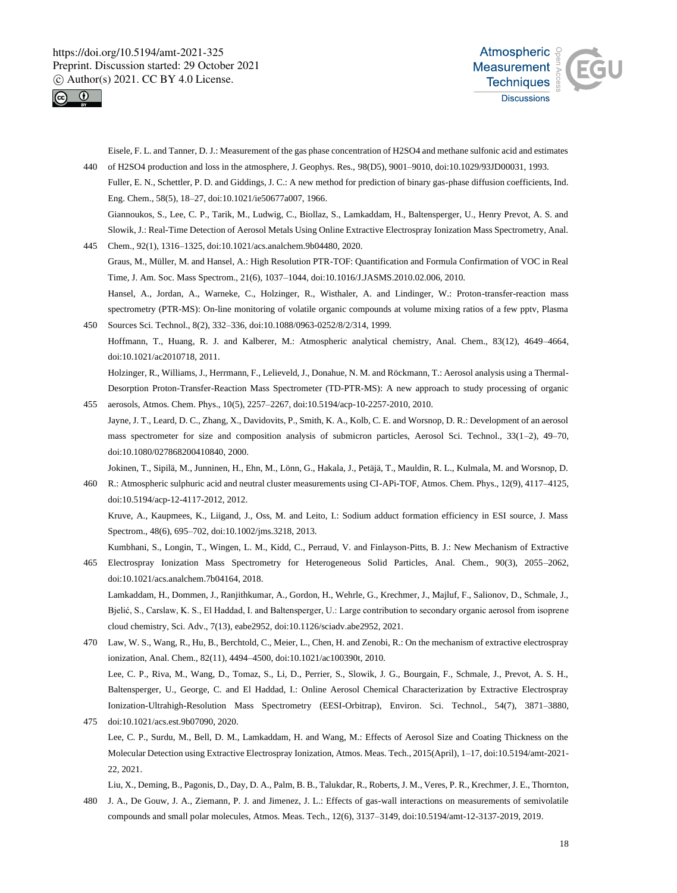Eisele, F. L. and Tanner, D. J.: Measurement of the gas phase concentration of H2SO4 and methane sulfonic acid and estimates of H2SO4 production and loss in the atmosphere, J. Geophys. Res., 98(D5), 9001–9010, doi:10.1029/93JD00031, 1993.

Fuller, E. N., Schettler, P. D. and Giddings, J. C.: A new method for prediction of binary gas-phase diffusion coefficients, Ind. Eng. Chem., 58(5), 18–27, doi:10.1021/ie50677a007, 1966.

Giannoukos, S., Lee, C. P., Tarik, M., Ludwig, C., Biollaz, S., Lamkaddam, H., Baltensperger, U., Henry Prevot, A. S. and Slowik, J.: Real-Time Detection of Aerosol Metals Using Online Extractive Electrospray Ionization Mass Spectrometry, Anal. Chem., 92(1), 1316–1325, doi:10.1021/acs.analchem.9b04480, 2020.

Graus, M., Müller, M. and Hansel, A.: High Resolution PTR-TOF: Quantification and Formula Confirmation of VOC in Real Time, J. Am. Soc. Mass Spectrom., 21(6), 1037–1044, doi:10.1016/J.JASMS.2010.02.006, 2010.

Hansel, A., Jordan, A., Warneke, C., Holzinger, R., Wisthaler, A. and Lindinger, W.: Proton-transfer-reaction mass spectrometry (PTR-MS): On-line monitoring of volatile organic compounds at volume mixing ratios of a few pptv, Plasma Sources Sci. Technol., 8(2), 332–336, doi:10.1088/0963-0252/8/2/314, 1999.

Hoffmann, T., Huang, R. J. and Kalberer, M.: Atmospheric analytical chemistry, Anal. Chem., 83(12), 4649–4664, doi:10.1021/ac2010718, 2011.

Holzinger, R., Williams, J., Herrmann, F., Lelieveld, J., Donahue, N. M. and Röckmann, T.: Aerosol analysis using a Thermal-Desorption Proton-Transfer-Reaction Mass Spectrometer (TD-PTR-MS): A new approach to study processing of organic aerosols, Atmos. Chem. Phys., 10(5), 2257–2267, doi:10.5194/acp-10-2257-2010, 2010.

Jayne, J. T., Leard, D. C., Zhang, X., Davidovits, P., Smith, K. A., Kolb, C. E. and Worsnop, D. R.: Development of an aerosol mass spectrometer for size and composition analysis of submicron particles, Aerosol Sci. Technol., 33(1–2), 49–70, doi:10.1080/027868200410840, 2000.

Jokinen, T., Sipilä, M., Junninen, H., Ehn, M., Lönn, G., Hakala, J., Petäjä, T., Mauldin, R. L., Kulmala, M. and Worsnop, D. R.: Atmospheric sulphuric acid and neutral cluster measurements using CI-APi-TOF, Atmos. Chem. Phys., 12(9), 4117–4125, doi:10.5194/acp-12-4117-2012, 2012.

Kruve, A., Kaupmees, K., Liigand, J., Oss, M. and Leito, I.: Sodium adduct formation efficiency in ESI source, J. Mass Spectrom., 48(6), 695–702, doi:10.1002/jms.3218, 2013.

Kumbhani, S., Longin, T., Wingen, L. M., Kidd, C., Perraud, V. and Finlayson-Pitts, B. J.: New Mechanism of Extractive Electrospray Ionization Mass Spectrometry for Heterogeneous Solid Particles, Anal. Chem., 90(3), 2055–2062, doi:10.1021/acs.analchem.7b04164, 2018.

Lamkaddam, H., Dommen, J., Ranjithkumar, A., Gordon, H., Wehrle, G., Krechmer, J., Majluf, F., Salionov, D., Schmale, J., Bjelić, S., Carslaw, K. S., El Haddad, I. and Baltensperger, U.: Large contribution to secondary organic aerosol from isoprene cloud chemistry, Sci. Adv., 7(13), eabe2952, doi:10.1126/sciadv.abe2952, 2021.

Law, W. S., Wang, R., Hu, B., Berchtold, C., Meier, L., Chen, H. and Zenobi, R.: On the mechanism of extractive electrospray ionization, Anal. Chem., 82(11), 4494–4500, doi:10.1021/ac100390t, 2010.

Lee, C. P., Riva, M., Wang, D., Tomaz, S., Li, D., Perrier, S., Slowik, J. G., Bourgain, F., Schmale, J., Prevot, A. S. H., Baltensperger, U., George, C. and El Haddad, I.: Online Aerosol Chemical Characterization by Extractive Electrospray Ionization-Ultrahigh-Resolution Mass Spectrometry (EESI-Orbitrap), Environ. Sci. Technol., 54(7), 3871–3880, doi:10.1021/acs.est.9b07090, 2020.

Lee, C. P., Surdu, M., Bell, D. M., Lamkaddam, H. and Wang, M.: Effects of Aerosol Size and Coating Thickness on the Molecular Detection using Extractive Electrospray Ionization, Atmos. Meas. Tech., 2015(April), 1–17, doi:10.5194/amt-2021-22, 2021.

Liu, X., Deming, B., Pagonis, D., Day, D. A., Palm, B. B., Talukdar, R., Roberts, J. M., Veres, P. R., Krechmer, J. E., Thornton, J. A., De Gouw, J. A., Ziemann, P. J. and Jimenez, J. L.: Effects of gas-wall interactions on measurements of semivolatile compounds and small polar molecules, Atmos. Meas. Tech., 12(6), 3137–3149, doi:10.5194/amt-12-3137-2019, 2019.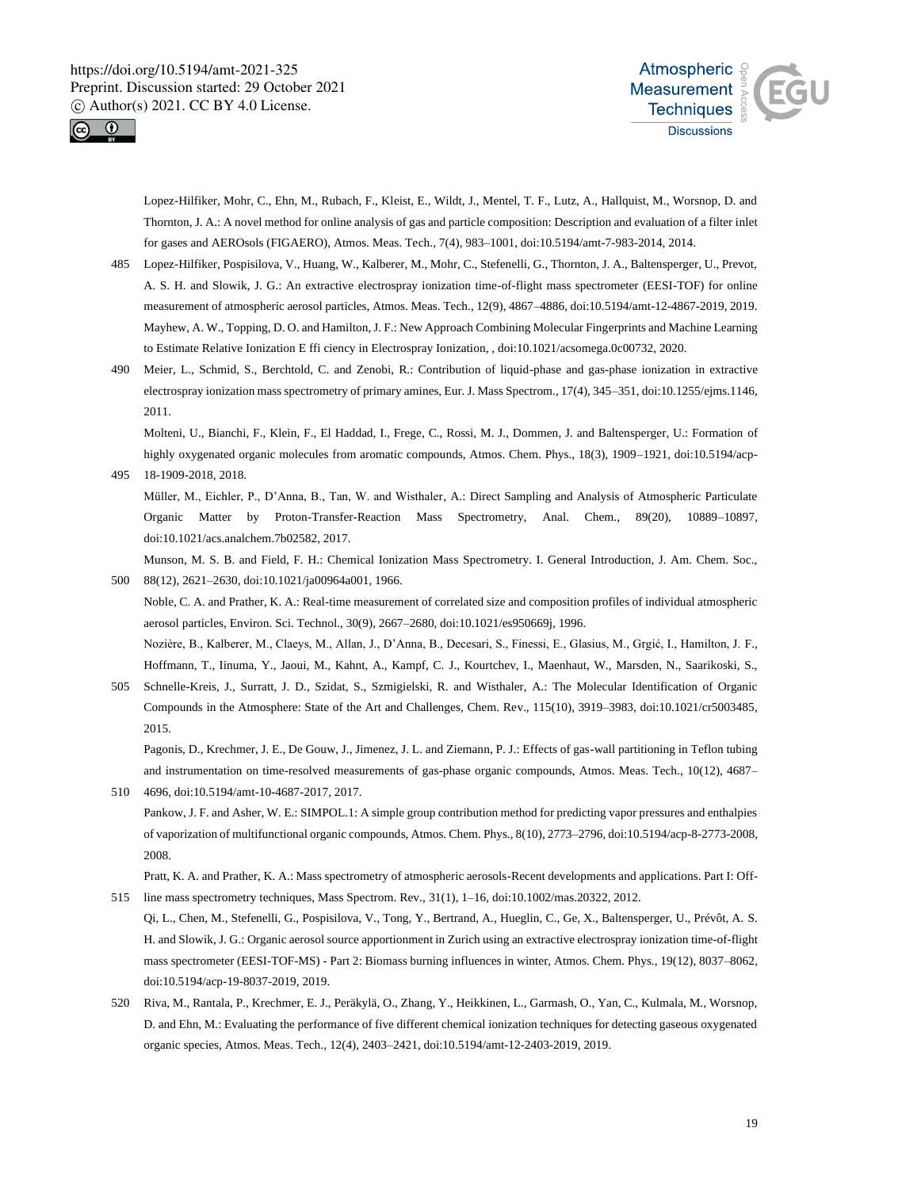Lopez-Hilfiker, Mohr, C., Ehn, M., Rubach, F., Kleist, E., Wildt, J., Mentel, T. F., Lutz, A., Hallquist, M., Worsnop, D. and Thornton, J. A.: A novel method for online analysis of gas and particle composition: Description and evaluation of a filter inlet for gases and AEROsols (FIGAERO), Atmos. Meas. Tech., 7(4), 983–1001, doi:10.5194/amt-7-983-2014, 2014.

Lopez-Hilfiker, Pospisilova, V., Huang, W., Kalberer, M., Mohr, C., Stefenelli, G., Thornton, J. A., Baltensperger, U., Prevot, A. S. H. and Slowik, J. G.: An extractive electrospray ionization time-of-flight mass spectrometer (EESI-TOF) for online measurement of atmospheric aerosol particles, Atmos. Meas. Tech., 12(9), 4867–4886, doi:10.5194/amt-12-4867-2019, 2019.

Mayhew, A. W., Topping, D. O. and Hamilton, J. F.: New Approach Combining Molecular Fingerprints and Machine Learning to Estimate Relative Ionization E ffi ciency in Electrospray Ionization, , doi:10.1021/acsomega.0c00732, 2020.

Meier, L., Schmid, S., Berchtold, C. and Zenobi, R.: Contribution of liquid-phase and gas-phase ionization in extractive electrospray ionization mass spectrometry of primary amines, Eur. J. Mass Spectrom., 17(4), 345–351, doi:10.1255/ejms.1146, 2011.

Molteni, U., Bianchi, F., Klein, F., El Haddad, I., Frege, C., Rossi, M. J., Dommen, J. and Baltensperger, U.: Formation of highly oxygenated organic molecules from aromatic compounds, Atmos. Chem. Phys., 18(3), 1909–1921, doi:10.5194/acp-18-1909-2018, 2018.

Müller, M., Eichler, P., D'Anna, B., Tan, W. and Wisthaler, A.: Direct Sampling and Analysis of Atmospheric Particulate Organic Matter by Proton-Transfer-Reaction Mass Spectrometry, Anal. Chem., 89(20), 10889–10897, doi:10.1021/acs.analchem.7b02582, 2017.

Munson, M. S. B. and Field, F. H.: Chemical Ionization Mass Spectrometry. I. General Introduction, J. Am. Chem. Soc., 88(12), 2621–2630, doi:10.1021/ja00964a001, 1966.

Noble, C. A. and Prather, K. A.: Real-time measurement of correlated size and composition profiles of individual atmospheric aerosol particles, Environ. Sci. Technol., 30(9), 2667–2680, doi:10.1021/es950669j, 1996.

Nozière, B., Kalberer, M., Claeys, M., Allan, J., D'Anna, B., Decesari, S., Finessi, E., Glasius, M., Grgić, I., Hamilton, J. F., Hoffmann, T., Iinuma, Y., Jaoui, M., Kahnt, A., Kampf, C. J., Kourtchev, I., Maenhaut, W., Marsden, N., Saarikoski, S., Schnelle-Kreis, J., Surratt, J. D., Szidat, S., Szmigielski, R. and Wisthaler, A.: The Molecular Identification of Organic Compounds in the Atmosphere: State of the Art and Challenges, Chem. Rev., 115(10), 3919–3983, doi:10.1021/cr5003485, 2015.

Pagonis, D., Krechmer, J. E., De Gouw, J., Jimenez, J. L. and Ziemann, P. J.: Effects of gas-wall partitioning in Teflon tubing and instrumentation on time-resolved measurements of gas-phase organic compounds, Atmos. Meas. Tech., 10(12), 4687–4696, doi:10.5194/amt-10-4687-2017, 2017.

Pankow, J. F. and Asher, W. E.: SIMPOL.1: A simple group contribution method for predicting vapor pressures and enthalpies of vaporization of multifunctional organic compounds, Atmos. Chem. Phys., 8(10), 2773–2796, doi:10.5194/acp-8-2773-2008, 2008.

Pratt, K. A. and Prather, K. A.: Mass spectrometry of atmospheric aerosols-Recent developments and applications. Part I: Off-line mass spectrometry techniques, Mass Spectrom. Rev., 31(1), 1–16, doi:10.1002/mas.20322, 2012.

Qi, L., Chen, M., Stefenelli, G., Pospisilova, V., Tong, Y., Bertrand, A., Hueglin, C., Ge, X., Baltensperger, U., Prévôt, A. S. H. and Slowik, J. G.: Organic aerosol source apportionment in Zurich using an extractive electrospray ionization time-of-flight mass spectrometer (EESI-TOF-MS) - Part 2: Biomass burning influences in winter, Atmos. Chem. Phys., 19(12), 8037–8062, doi:10.5194/acp-19-8037-2019, 2019.

Riva, M., Rantala, P., Krechmer, E. J., Peräkylä, O., Zhang, Y., Heikkinen, L., Garmash, O., Yan, C., Kulmala, M., Worsnop, D. and Ehn, M.: Evaluating the performance of five different chemical ionization techniques for detecting gaseous oxygenated organic species, Atmos. Meas. Tech., 12(4), 2403–2421, doi:10.5194/amt-12-2403-2019, 2019.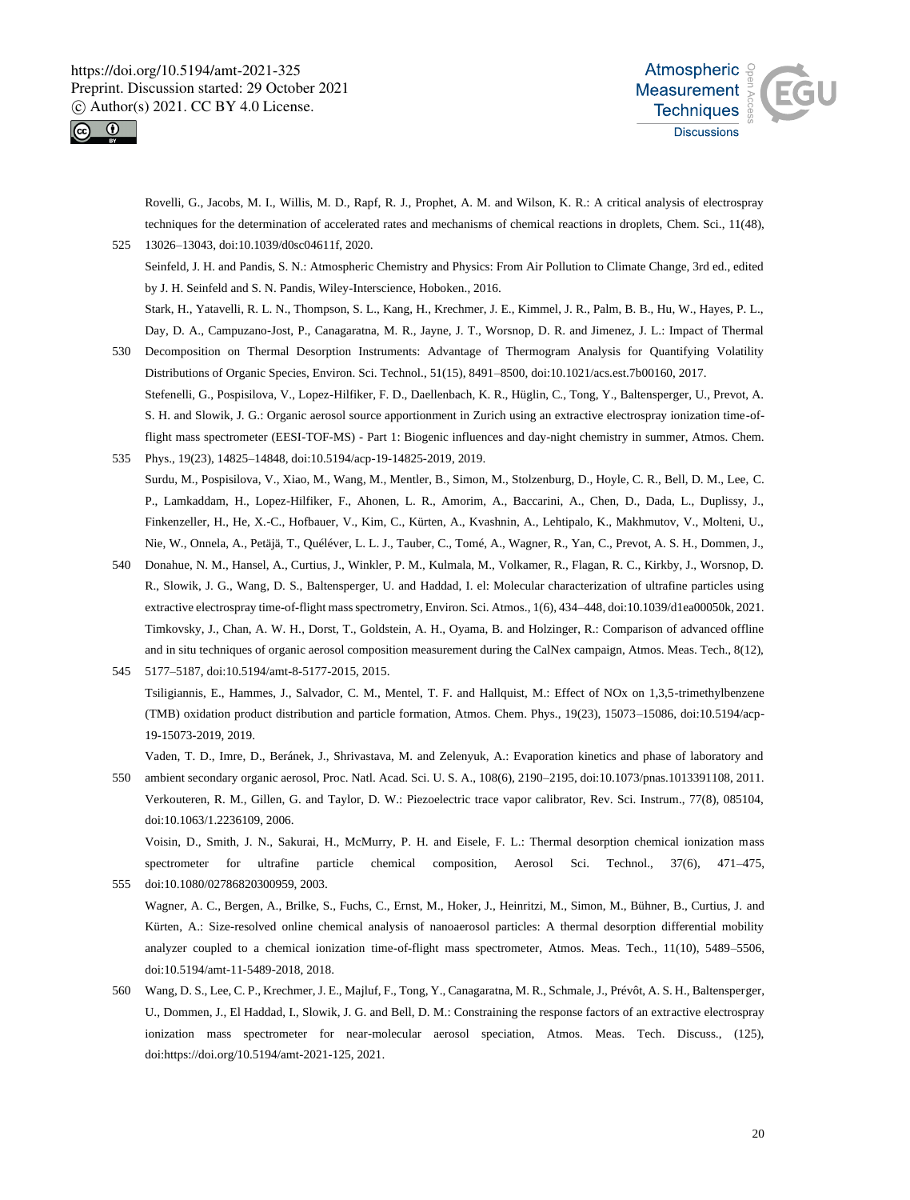Rovelli, G., Jacobs, M. I., Willis, M. D., Rapf, R. J., Prophet, A. M. and Wilson, K. R.: A critical analysis of electrospray techniques for the determination of accelerated rates and mechanisms of chemical reactions in droplets, Chem. Sci., 11(48), 13026–13043, doi:10.1039/d0sc04611f, 2020.

Seinfeld, J. H. and Pandis, S. N.: Atmospheric Chemistry and Physics: From Air Pollution to Climate Change, 3rd ed., edited by J. H. Seinfeld and S. N. Pandis, Wiley-Interscience, Hoboken., 2016.

Stark, H., Yatavelli, R. L. N., Thompson, S. L., Kang, H., Krechmer, J. E., Kimmel, J. R., Palm, B. B., Hu, W., Hayes, P. L., Day, D. A., Campuzano-Jost, P., Canagaratna, M. R., Jayne, J. T., Worsnop, D. R. and Jimenez, J. L.: Impact of Thermal Decomposition on Thermal Desorption Instruments: Advantage of Thermogram Analysis for Quantifying Volatility Distributions of Organic Species, Environ. Sci. Technol., 51(15), 8491–8500, doi:10.1021/acs.est.7b00160, 2017.

Stefenelli, G., Pospisilova, V., Lopez-Hilfiker, F. D., Daellenbach, K. R., Hüglin, C., Tong, Y., Baltensperger, U., Prevot, A. S. H. and Slowik, J. G.: Organic aerosol source apportionment in Zurich using an extractive electrospray ionization time-of-flight mass spectrometer (EESI-TOF-MS) - Part 1: Biogenic influences and day-night chemistry in summer, Atmos. Chem. Phys., 19(23), 14825–14848, doi:10.5194/acp-19-14825-2019, 2019.

Surdu, M., Pospisilova, V., Xiao, M., Wang, M., Mentler, B., Simon, M., Stolzenburg, D., Hoyle, C. R., Bell, D. M., Lee, C. P., Lamkaddam, H., Lopez-Hilfiker, F., Ahonen, L. R., Amorim, A., Baccarini, A., Chen, D., Dada, L., Duplissy, J., Finkenzeller, H., He, X.-C., Hofbauer, V., Kim, C., Kürten, A., Kvashnin, A., Lehtipalo, K., Makhmutov, V., Molteni, U., Nie, W., Onnela, A., Petäjä, T., Quéléver, L. L. J., Tauber, C., Tomé, A., Wagner, R., Yan, C., Prevot, A. S. H., Dommen, J., Donahue, N. M., Hansel, A., Curtius, J., Winkler, P. M., Kulmala, M., Volkamer, R., Flagan, R. C., Kirkby, J., Worsnop, D. R., Slowik, J. G., Wang, D. S., Baltensperger, U. and Haddad, I. el: Molecular characterization of ultrafine particles using extractive electrospray time-of-flight mass spectrometry, Environ. Sci. Atmos., 1(6), 434–448, doi:10.1039/d1ea00050k, 2021.

Timkovsky, J., Chan, A. W. H., Dorst, T., Goldstein, A. H., Oyama, B. and Holzinger, R.: Comparison of advanced offline and in situ techniques of organic aerosol composition measurement during the CalNex campaign, Atmos. Meas. Tech., 8(12), 5177–5187, doi:10.5194/amt-8-5177-2015, 2015.

Tsiligiannis, E., Hammes, J., Salvador, C. M., Mentel, T. F. and Hallquist, M.: Effect of NOx on 1,3,5-trimethylbenzene (TMB) oxidation product distribution and particle formation, Atmos. Chem. Phys., 19(23), 15073–15086, doi:10.5194/acp-19-15073-2019, 2019.

Vaden, T. D., Imre, D., Beránek, J., Shrivastava, M. and Zelenyuk, A.: Evaporation kinetics and phase of laboratory and ambient secondary organic aerosol, Proc. Natl. Acad. Sci. U. S. A., 108(6), 2190–2195, doi:10.1073/pnas.1013391108, 2011.

Verkouteren, R. M., Gillen, G. and Taylor, D. W.: Piezoelectric trace vapor calibrator, Rev. Sci. Instrum., 77(8), 085104, doi:10.1063/1.2236109, 2006.

Voisin, D., Smith, J. N., Sakurai, H., McMurry, P. H. and Eisele, F. L.: Thermal desorption chemical ionization mass spectrometer for ultrafine particle chemical composition, Aerosol Sci. Technol., 37(6), 471–475, doi:10.1080/02786820300959, 2003.

Wagner, A. C., Bergen, A., Brilke, S., Fuchs, C., Ernst, M., Hoker, J., Heinritzi, M., Simon, M., Bühner, B., Curtius, J. and Kürten, A.: Size-resolved online chemical analysis of nanoaerosol particles: A thermal desorption differential mobility analyzer coupled to a chemical ionization time-of-flight mass spectrometer, Atmos. Meas. Tech., 11(10), 5489–5506, doi:10.5194/amt-11-5489-2018, 2018.

Wang, D. S., Lee, C. P., Krechmer, J. E., Majluf, F., Tong, Y., Canagaratna, M. R., Schmale, J., Prévôt, A. S. H., Baltensperger, U., Dommen, J., El Haddad, I., Slowik, J. G. and Bell, D. M.: Constraining the response factors of an extractive electrospray ionization mass spectrometer for near-molecular aerosol speciation, Atmos. Meas. Tech. Discuss., (125), doi:https://doi.org/10.5194/amt-2021-125, 2021.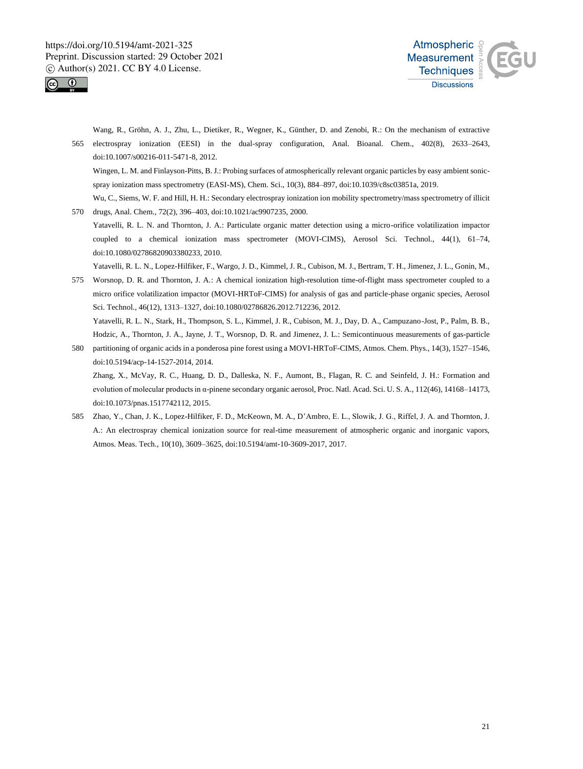Wang, R., Gröhn, A. J., Zhu, L., Dietiker, R., Wegner, K., Günther, D. and Zenobi, R.: On the mechanism of extractive electrospray ionization (EESI) in the dual-spray configuration, Anal. Bioanal. Chem., 402(8), 2633–2643, doi:10.1007/s00216-011-5471-8, 2012.

Wingen, L. M. and Finlayson-Pitts, B. J.: Probing surfaces of atmospherically relevant organic particles by easy ambient sonic-spray ionization mass spectrometry (EASI-MS), Chem. Sci., 10(3), 884–897, doi:10.1039/c8sc03851a, 2019.

Wu, C., Siems, W. F. and Hill, H. H.: Secondary electrospray ionization ion mobility spectrometry/mass spectrometry of illicit drugs, Anal. Chem., 72(2), 396–403, doi:10.1021/ac9907235, 2000.

Yatavelli, R. L. N. and Thornton, J. A.: Particulate organic matter detection using a micro-orifice volatilization impactor coupled to a chemical ionization mass spectrometer (MOVI-CIMS), Aerosol Sci. Technol., 44(1), 61–74, doi:10.1080/02786820903380233, 2010.

Yatavelli, R. L. N., Lopez-Hilfiker, F., Wargo, J. D., Kimmel, J. R., Cubison, M. J., Bertram, T. H., Jimenez, J. L., Gonin, M., Worsnop, D. R. and Thornton, J. A.: A chemical ionization high-resolution time-of-flight mass spectrometer coupled to a micro orifice volatilization impactor (MOVI-HRToF-CIMS) for analysis of gas and particle-phase organic species, Aerosol Sci. Technol., 46(12), 1313–1327, doi:10.1080/02786826.2012.712236, 2012.

Yatavelli, R. L. N., Stark, H., Thompson, S. L., Kimmel, J. R., Cubison, M. J., Day, D. A., Campuzano-Jost, P., Palm, B. B., Hodzic, A., Thornton, J. A., Jayne, J. T., Worsnop, D. R. and Jimenez, J. L.: Semicontinuous measurements of gas-particle partitioning of organic acids in a ponderosa pine forest using a MOVI-HRToF-CIMS, Atmos. Chem. Phys., 14(3), 1527–1546, doi:10.5194/acp-14-1527-2014, 2014.

Zhang, X., McVay, R. C., Huang, D. D., Dalleska, N. F., Aumont, B., Flagan, R. C. and Seinfeld, J. H.: Formation and evolution of molecular products in α-pinene secondary organic aerosol, Proc. Natl. Acad. Sci. U. S. A., 112(46), 14168–14173, doi:10.1073/pnas.1517742112, 2015.

Zhao, Y., Chan, J. K., Lopez-Hilfiker, F. D., McKeown, M. A., D'Ambro, E. L., Slowik, J. G., Riffel, J. A. and Thornton, J. A.: An electrospray chemical ionization source for real-time measurement of atmospheric organic and inorganic vapors, Atmos. Meas. Tech., 10(10), 3609–3625, doi:10.5194/amt-10-3609-2017, 2017.